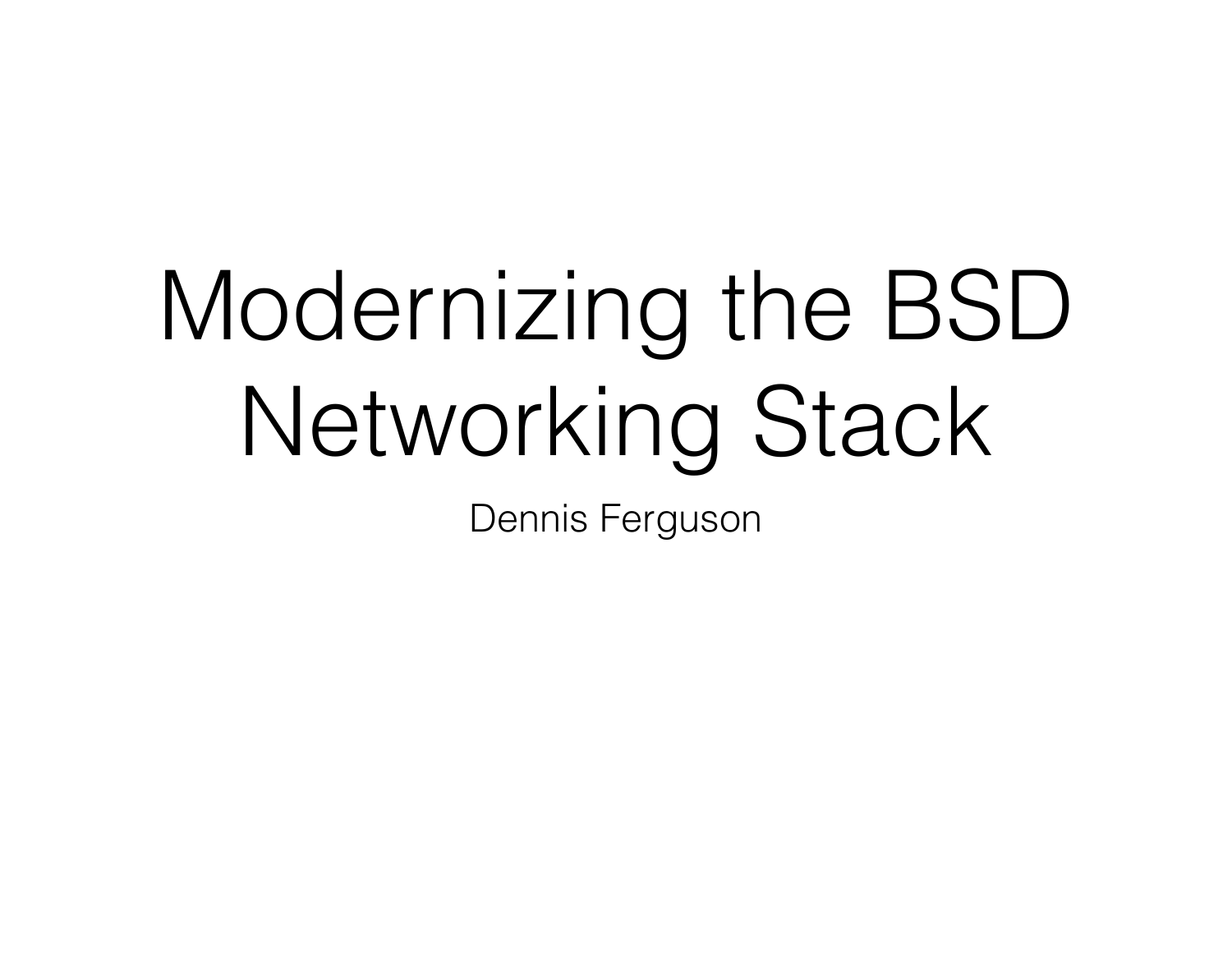# Modernizing the BSD Networking Stack

Dennis Ferguson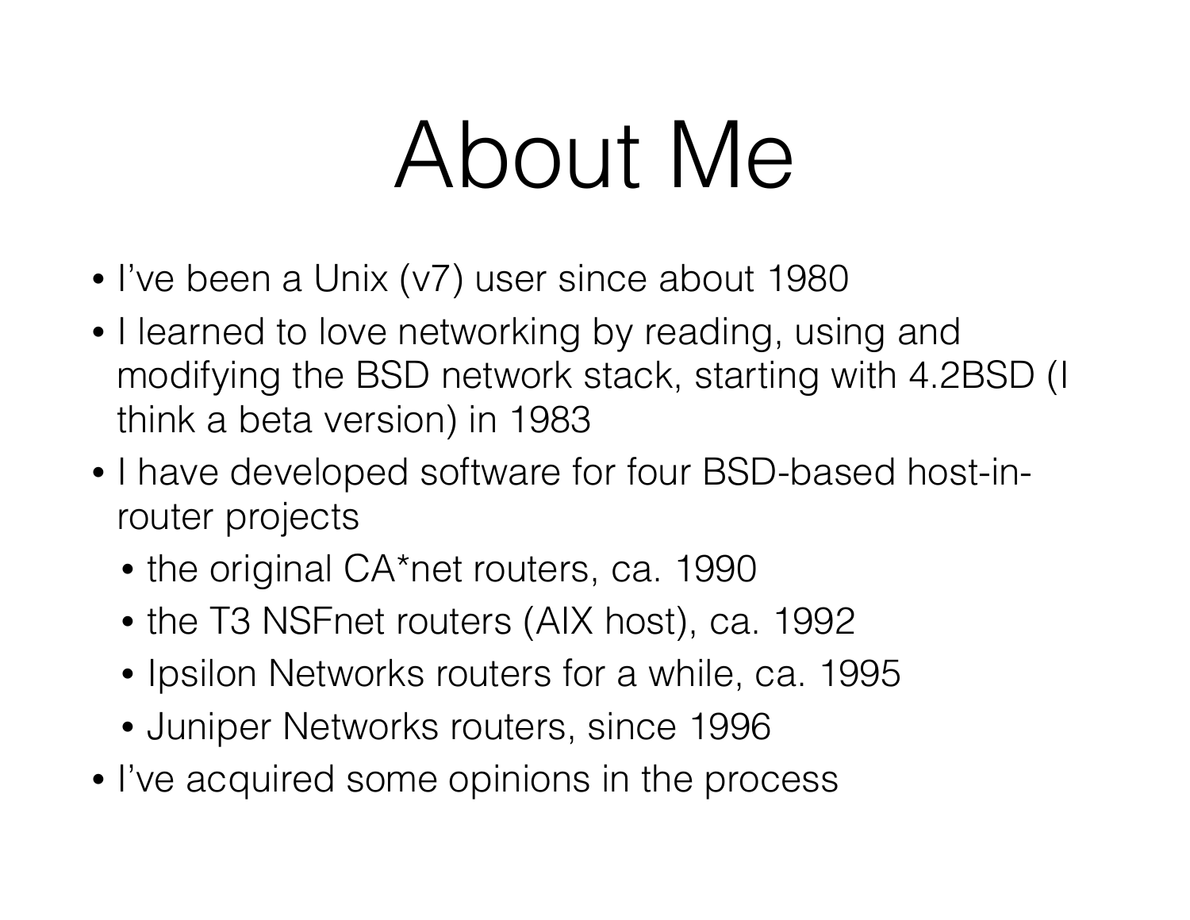# About Me

- I've been a Unix (v7) user since about 1980
- I learned to love networking by reading, using and modifying the BSD network stack, starting with 4.2BSD (I think a beta version) in 1983
- I have developed software for four BSD-based host-in-router projects
  - the original CA*net routers, ca. 1990
  - the T3 NSFnet routers (AIX host), ca. 1992
  - Ipsilon Networks routers for a while, ca. 1995
  - Juniper Networks routers, since 1996
- I've acquired some opinions in the process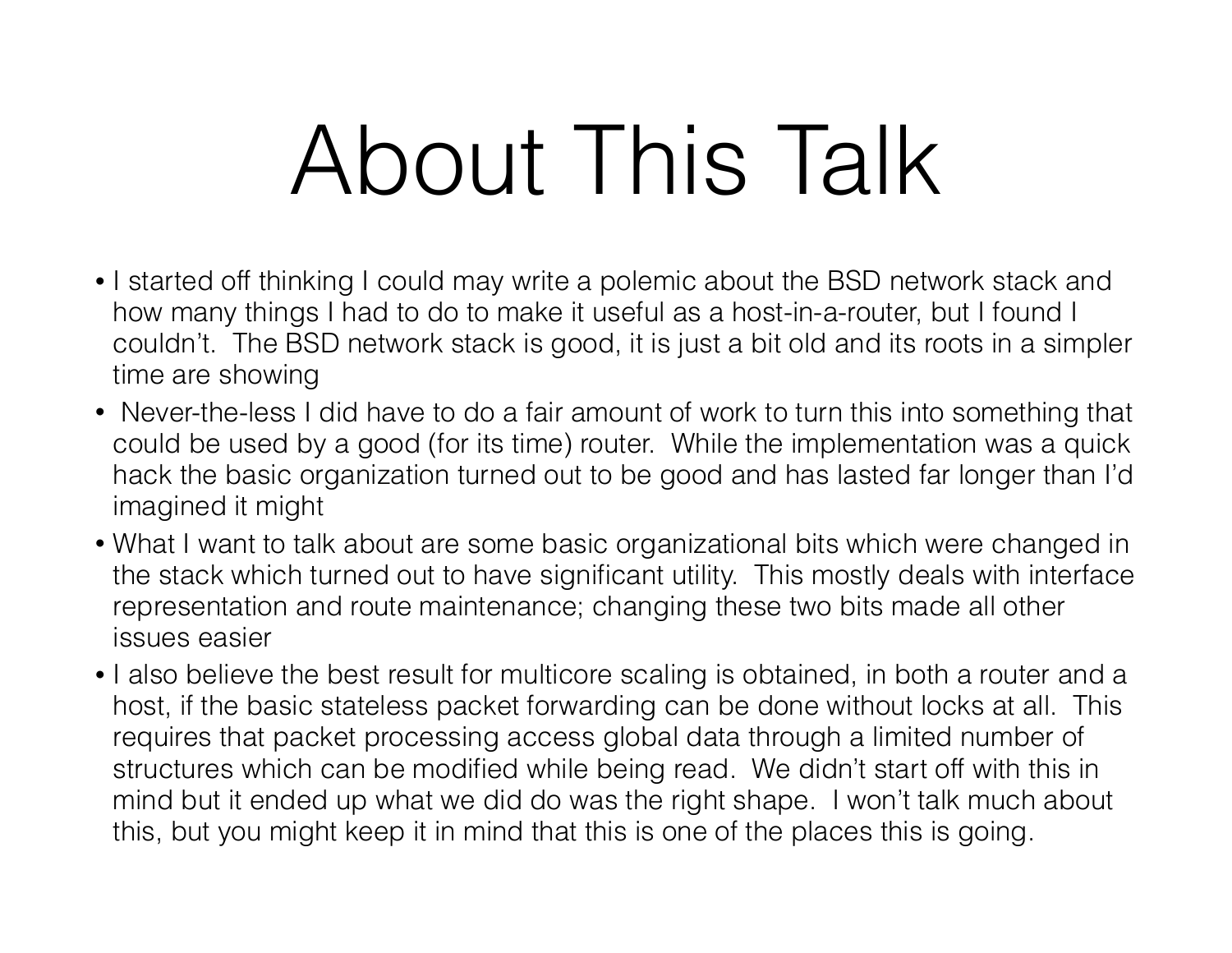# About This Talk

- I started off thinking I could may write a polemic about the BSD network stack and how many things I had to do to make it useful as a host-in-a-router, but I found I couldn't. The BSD network stack is good, it is just a bit old and its roots in a simpler time are showing
- Never-the-less I did have to do a fair amount of work to turn this into something that could be used by a good (for its time) router. While the implementation was a quick hack the basic organization turned out to be good and has lasted far longer than I'd imagined it might
- What I want to talk about are some basic organizational bits which were changed in the stack which turned out to have significant utility. This mostly deals with interface representation and route maintenance; changing these two bits made all other issues easier
- I also believe the best result for multicore scaling is obtained, in both a router and a host, if the basic stateless packet forwarding can be done without locks at all. This requires that packet processing access global data through a limited number of structures which can be modified while being read. We didn't start off with this in mind but it ended up what we did do was the right shape. I won't talk much about this, but you might keep it in mind that this is one of the places this is going.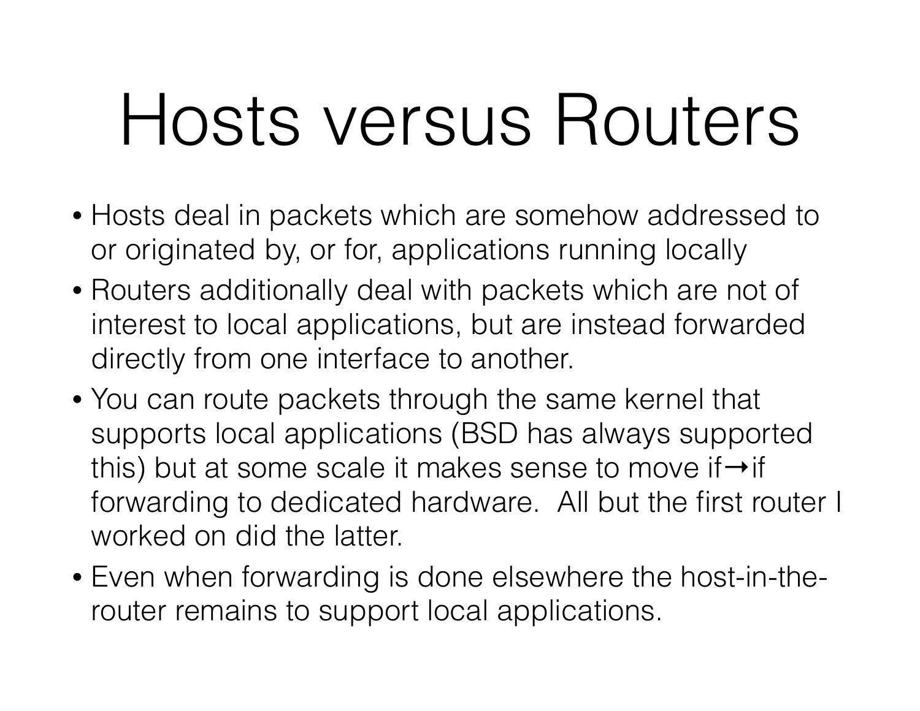# Hosts versus Routers

- Hosts deal in packets which are somehow addressed to or originated by, or for, applications running locally
- Routers additionally deal with packets which are not of interest to local applications, but are instead forwarded directly from one interface to another.
- You can route packets through the same kernel that supports local applications (BSD has always supported this) but at some scale it makes sense to move if→if forwarding to dedicated hardware. All but the first router I worked on did the latter.
- Even when forwarding is done elsewhere the host-in-the-router remains to support local applications.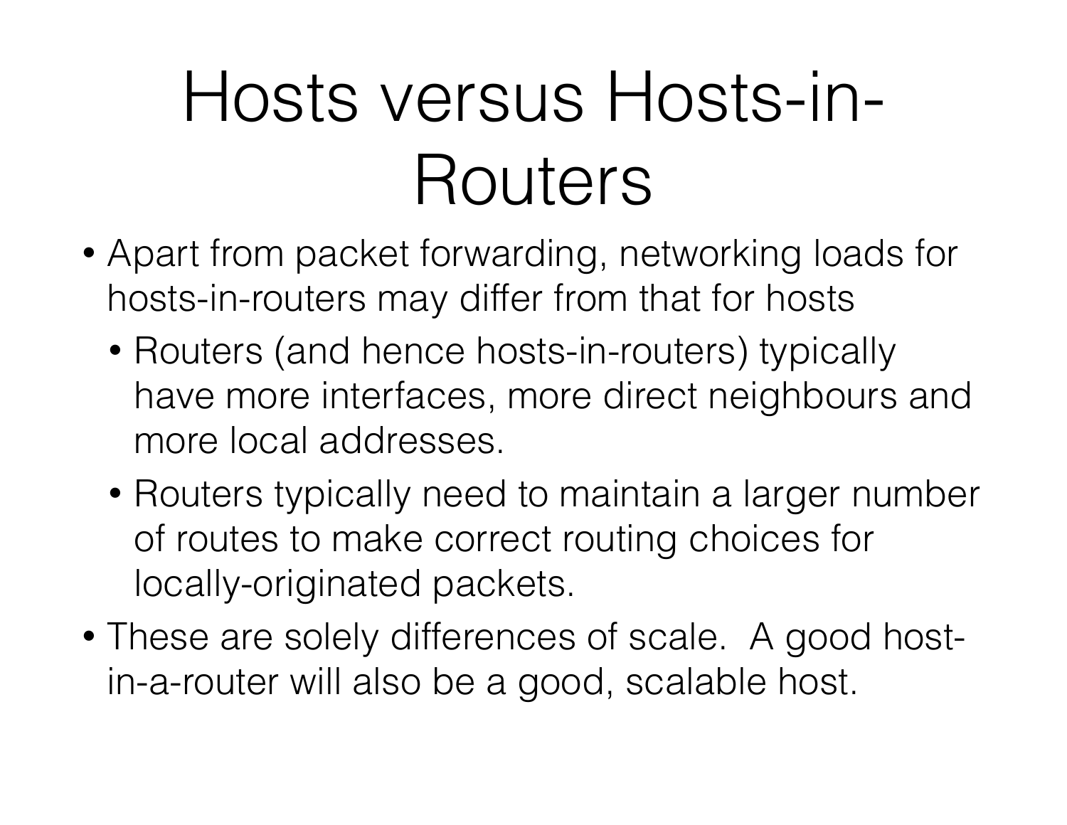# Hosts versus Hosts-in-Routers

- Apart from packet forwarding, networking loads for hosts-in-routers may differ from that for hosts
  - Routers (and hence hosts-in-routers) typically have more interfaces, more direct neighbours and more local addresses.
  - Routers typically need to maintain a larger number of routes to make correct routing choices for locally-originated packets.
- These are solely differences of scale. A good host-in-a-router will also be a good, scalable host.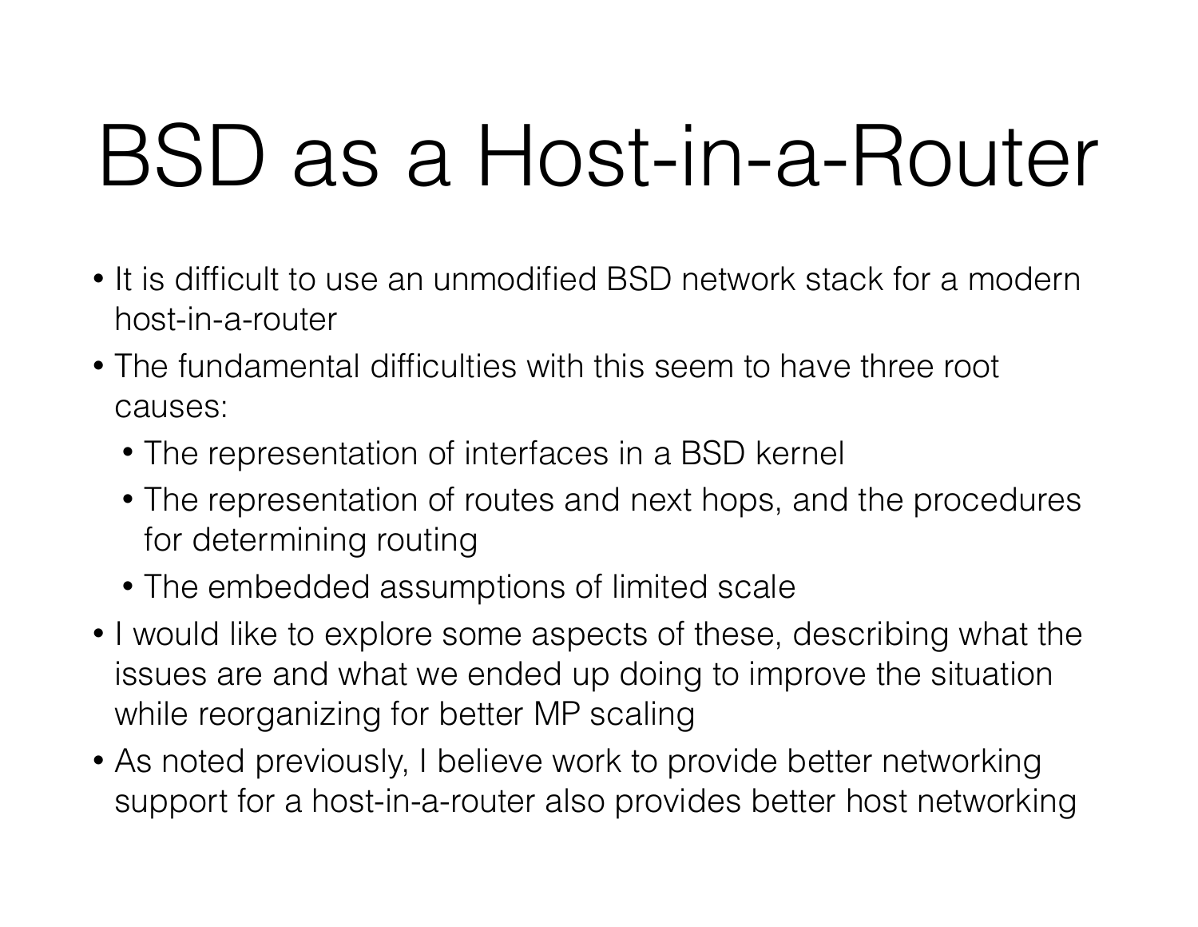# BSD as a Host-in-a-Router

- It is difficult to use an unmodified BSD network stack for a modern host-in-a-router
- The fundamental difficulties with this seem to have three root causes:
  - The representation of interfaces in a BSD kernel
  - The representation of routes and next hops, and the procedures for determining routing
  - The embedded assumptions of limited scale
- I would like to explore some aspects of these, describing what the issues are and what we ended up doing to improve the situation while reorganizing for better MP scaling
- As noted previously, I believe work to provide better networking support for a host-in-a-router also provides better host networking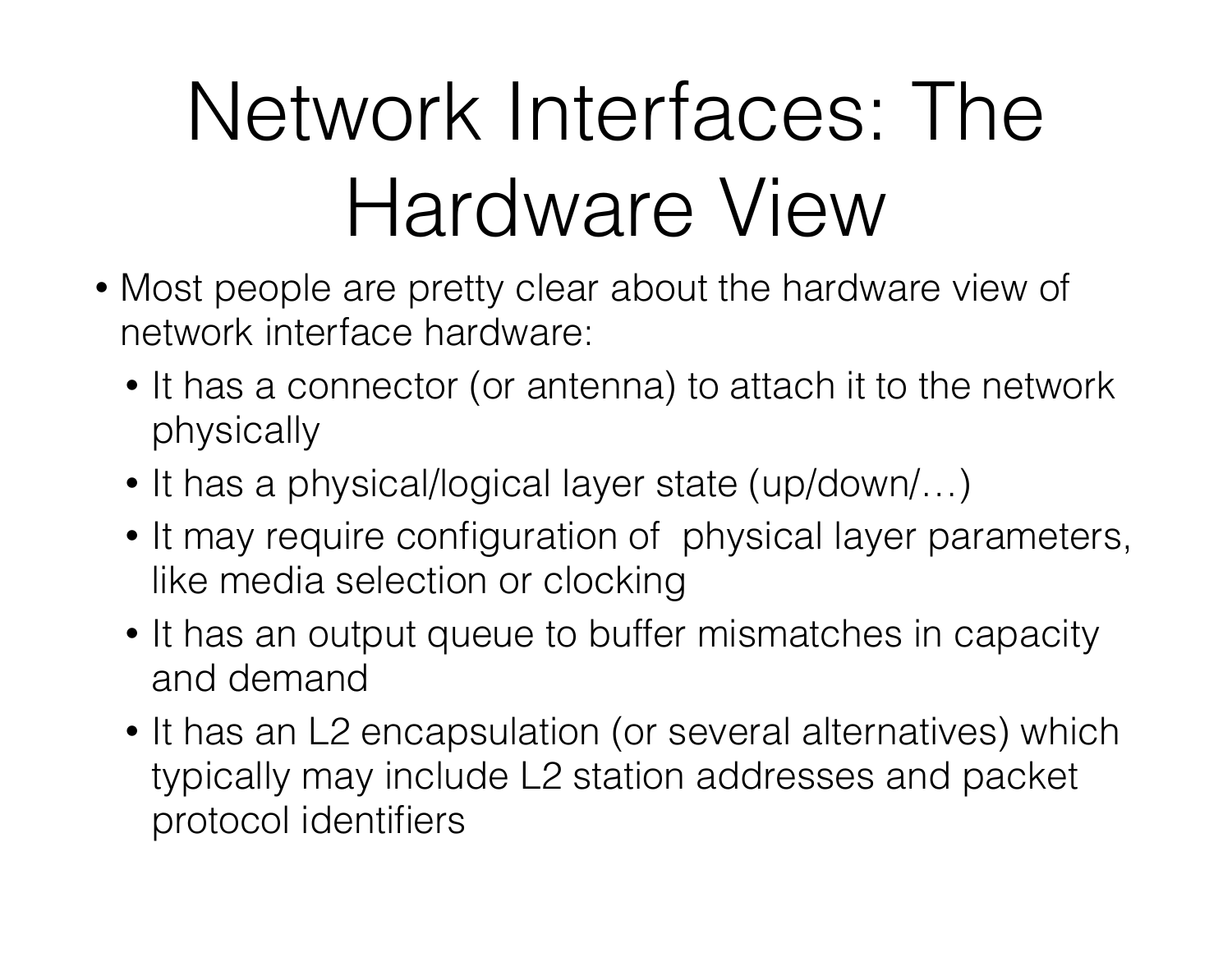# Network Interfaces: The Hardware View

- Most people are pretty clear about the hardware view of network interface hardware:
  - It has a connector (or antenna) to attach it to the network physically
  - It has a physical/logical layer state (up/down/…)
  - It may require configuration of physical layer parameters, like media selection or clocking
  - It has an output queue to buffer mismatches in capacity and demand
  - It has an L2 encapsulation (or several alternatives) which typically may include L2 station addresses and packet protocol identifiers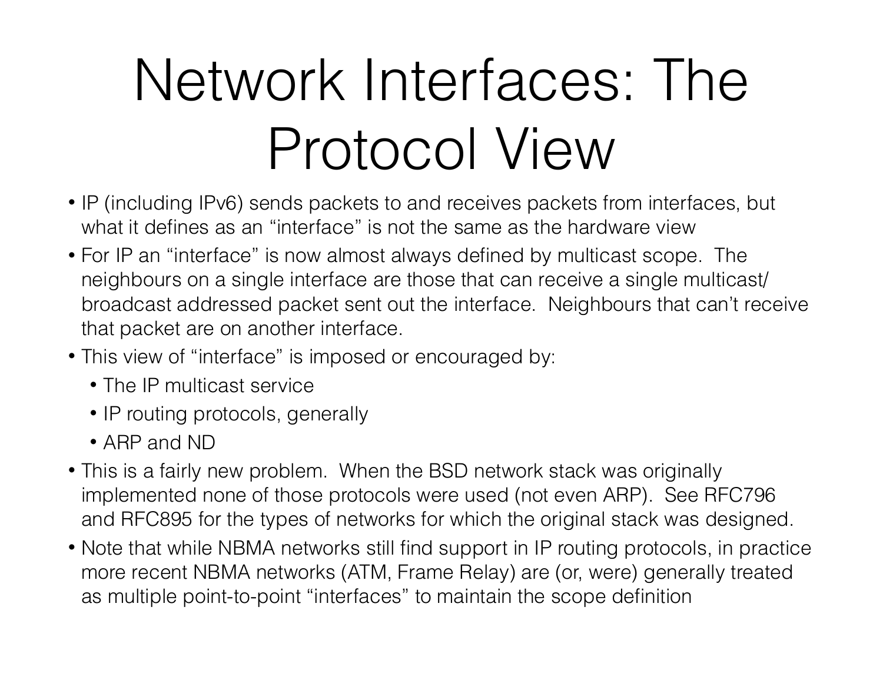# Network Interfaces: The Protocol View

- IP (including IPv6) sends packets to and receives packets from interfaces, but what it defines as an "interface" is not the same as the hardware view
- For IP an "interface" is now almost always defined by multicast scope. The neighbours on a single interface are those that can receive a single multicast/broadcast addressed packet sent out the interface. Neighbours that can't receive that packet are on another interface.
- This view of "interface" is imposed or encouraged by:
  - The IP multicast service
  - IP routing protocols, generally
  - ARP and ND
- This is a fairly new problem. When the BSD network stack was originally implemented none of those protocols were used (not even ARP). See RFC796 and RFC895 for the types of networks for which the original stack was designed.
- Note that while NBMA networks still find support in IP routing protocols, in practice more recent NBMA networks (ATM, Frame Relay) are (or, were) generally treated as multiple point-to-point "interfaces" to maintain the scope definition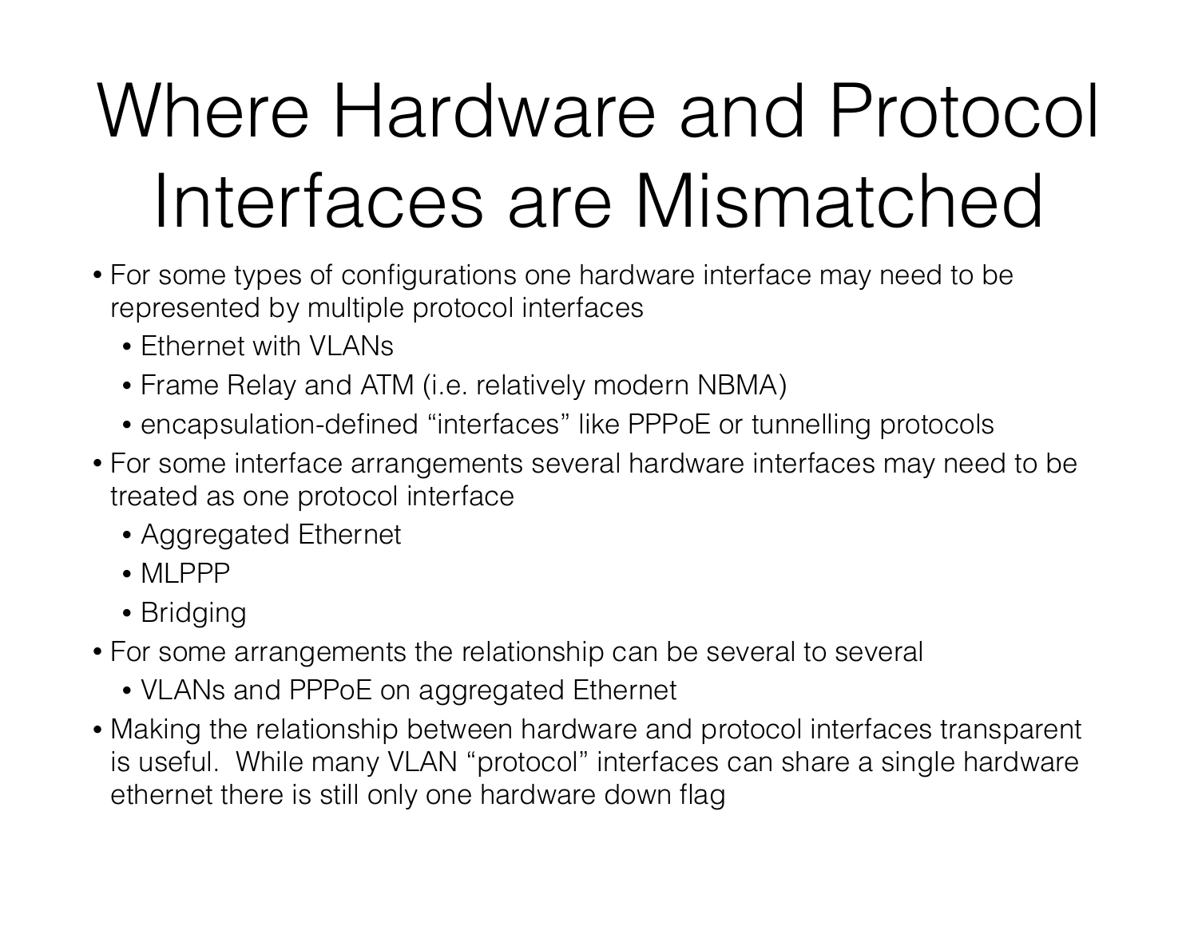# Where Hardware and Protocol Interfaces are Mismatched

- For some types of configurations one hardware interface may need to be represented by multiple protocol interfaces
  - Ethernet with VLANs
  - Frame Relay and ATM (i.e. relatively modern NBMA)
  - encapsulation-defined “interfaces” like PPPoE or tunnelling protocols
- For some interface arrangements several hardware interfaces may need to be treated as one protocol interface
  - Aggregated Ethernet
  - MLPPP
  - Bridging
- For some arrangements the relationship can be several to several
  - VLANs and PPPoE on aggregated Ethernet
- Making the relationship between hardware and protocol interfaces transparent is useful. While many VLAN “protocol” interfaces can share a single hardware ethernet there is still only one hardware down flag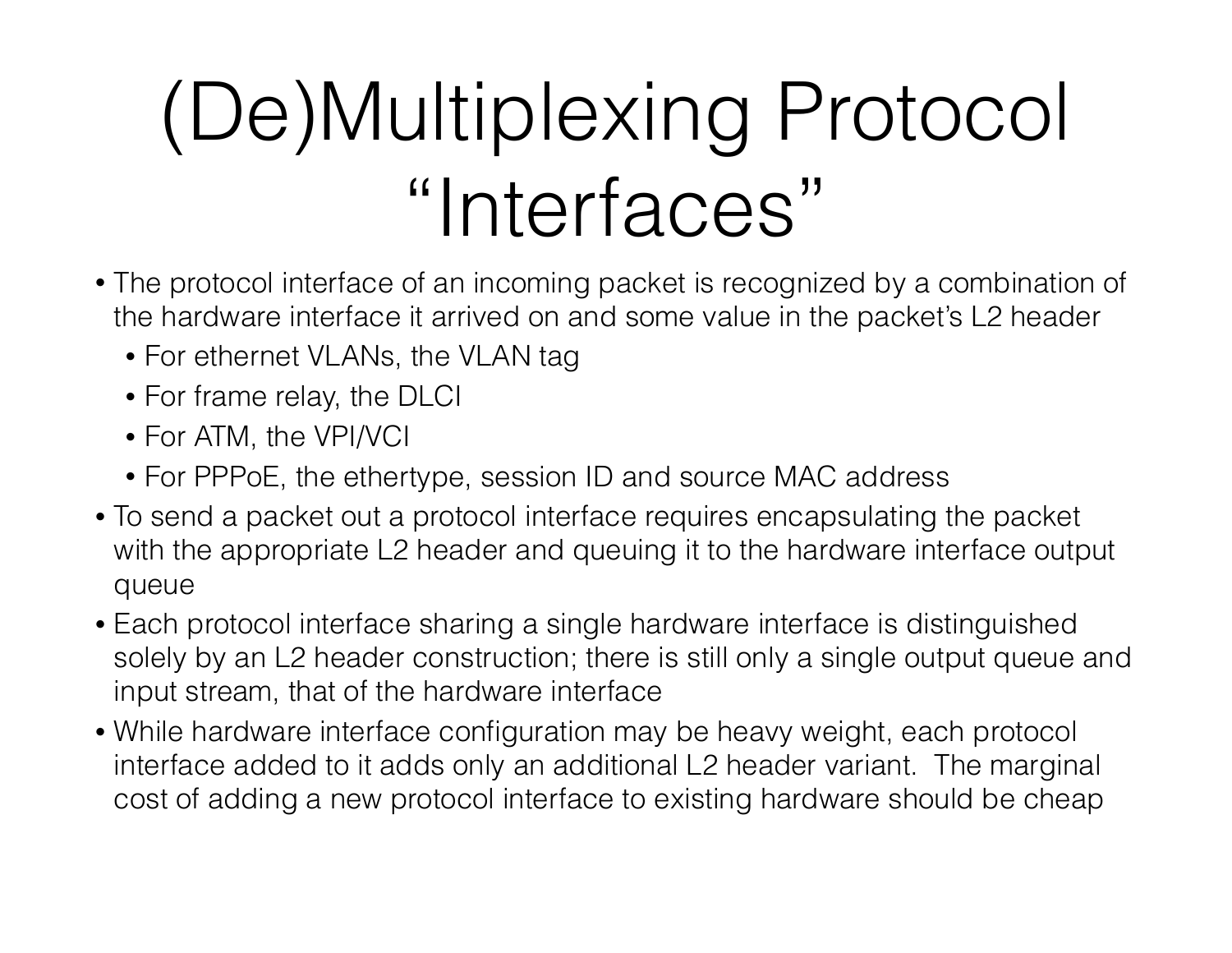# (De)Multiplexing Protocol "Interfaces"

- The protocol interface of an incoming packet is recognized by a combination of the hardware interface it arrived on and some value in the packet's L2 header
  - For ethernet VLANs, the VLAN tag
  - For frame relay, the DLCI
  - For ATM, the VPI/VCI
  - For PPPoE, the ethertype, session ID and source MAC address
- To send a packet out a protocol interface requires encapsulating the packet with the appropriate L2 header and queuing it to the hardware interface output queue
- Each protocol interface sharing a single hardware interface is distinguished solely by an L2 header construction; there is still only a single output queue and input stream, that of the hardware interface
- While hardware interface configuration may be heavy weight, each protocol interface added to it adds only an additional L2 header variant. The marginal cost of adding a new protocol interface to existing hardware should be cheap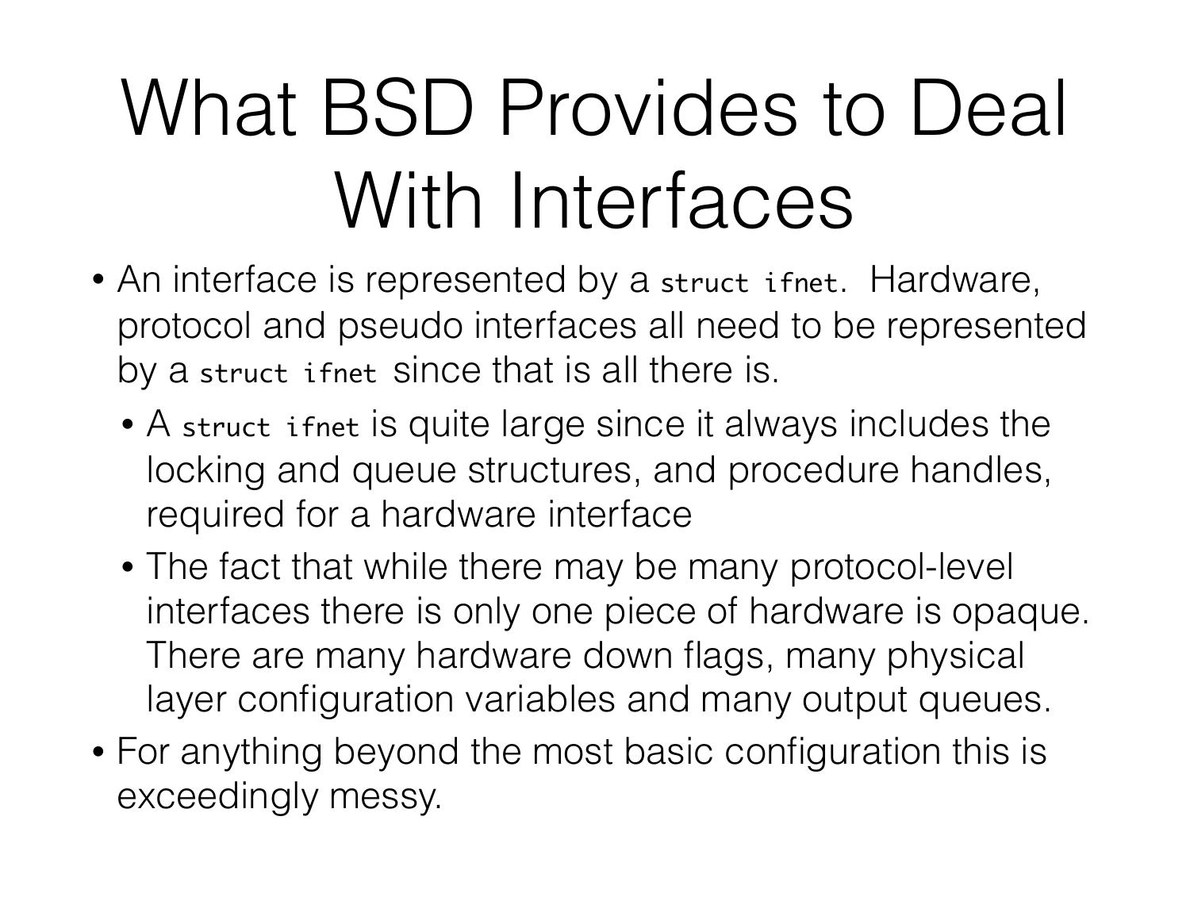# What BSD Provides to Deal With Interfaces

- An interface is represented by a `struct ifnet`. Hardware, protocol and pseudo interfaces all need to be represented by a `struct ifnet` since that is all there is.
  - A `struct ifnet` is quite large since it always includes the locking and queue structures, and procedure handles, required for a hardware interface
  - The fact that while there may be many protocol-level interfaces there is only one piece of hardware is opaque. There are many hardware down flags, many physical layer configuration variables and many output queues.
- For anything beyond the most basic configuration this is exceedingly messy.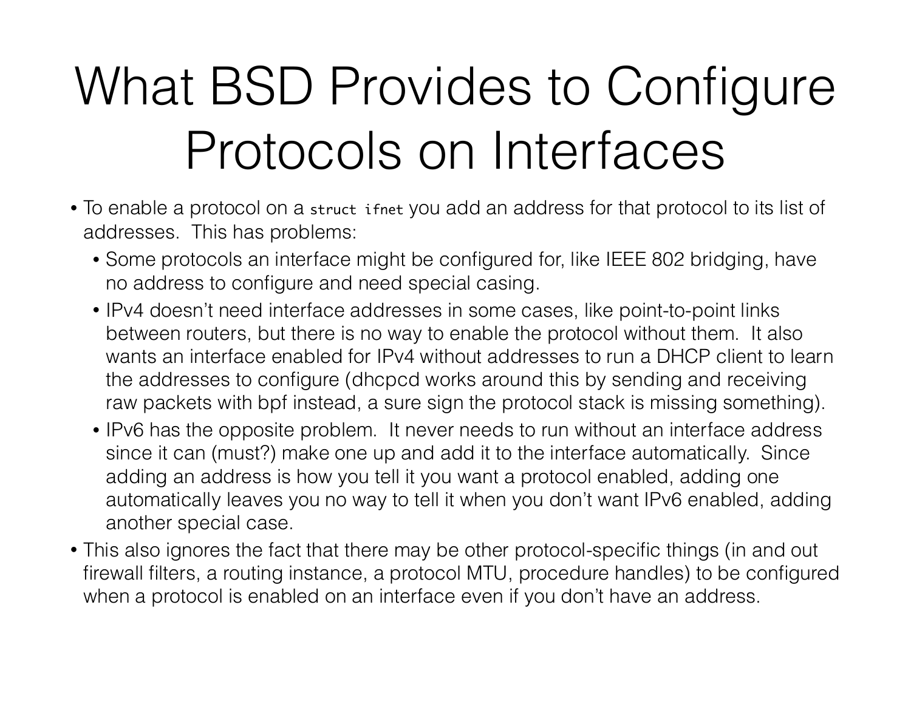# What BSD Provides to Configure Protocols on Interfaces

- To enable a protocol on a `struct ifnet` you add an address for that protocol to its list of addresses. This has problems:
  - Some protocols an interface might be configured for, like IEEE 802 bridging, have no address to configure and need special casing.
  - IPv4 doesn't need interface addresses in some cases, like point-to-point links between routers, but there is no way to enable the protocol without them. It also wants an interface enabled for IPv4 without addresses to run a DHCP client to learn the addresses to configure (dhcpcd works around this by sending and receiving raw packets with bpf instead, a sure sign the protocol stack is missing something).
  - IPv6 has the opposite problem. It never needs to run without an interface address since it can (must?) make one up and add it to the interface automatically. Since adding an address is how you tell it you want a protocol enabled, adding one automatically leaves you no way to tell it when you don't want IPv6 enabled, adding another special case.
- This also ignores the fact that there may be other protocol-specific things (in and out firewall filters, a routing instance, a protocol MTU, procedure handles) to be configured when a protocol is enabled on an interface even if you don't have an address.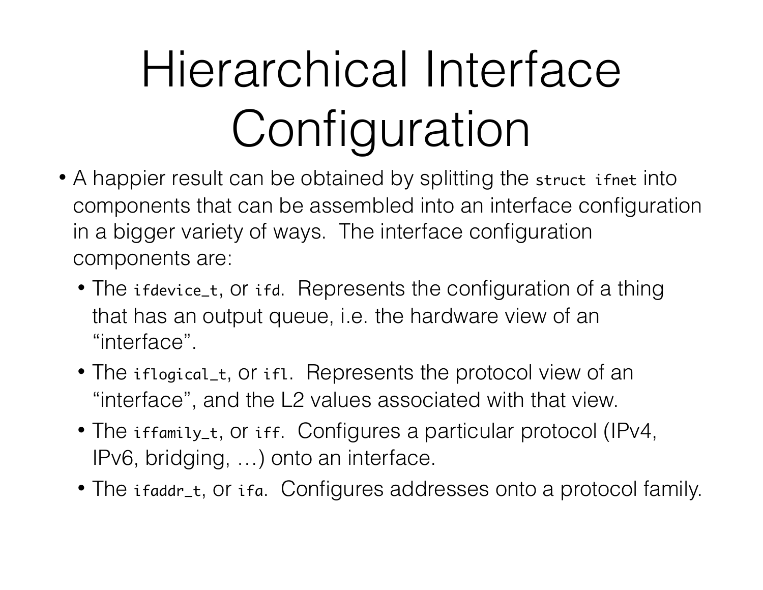# Hierarchical Interface Configuration

- A happier result can be obtained by splitting the `struct ifnet` into components that can be assembled into an interface configuration in a bigger variety of ways. The interface configuration components are:
  - The `ifdevice_t`, or `ifd`. Represents the configuration of a thing that has an output queue, i.e. the hardware view of an "interface".
  - The `iflogical_t`, or `ifl`. Represents the protocol view of an "interface", and the L2 values associated with that view.
  - The `iffamily_t`, or `iff`. Configures a particular protocol (IPv4, IPv6, bridging, …) onto an interface.
  - The `ifaddr_t`, or `ifa`. Configures addresses onto a protocol family.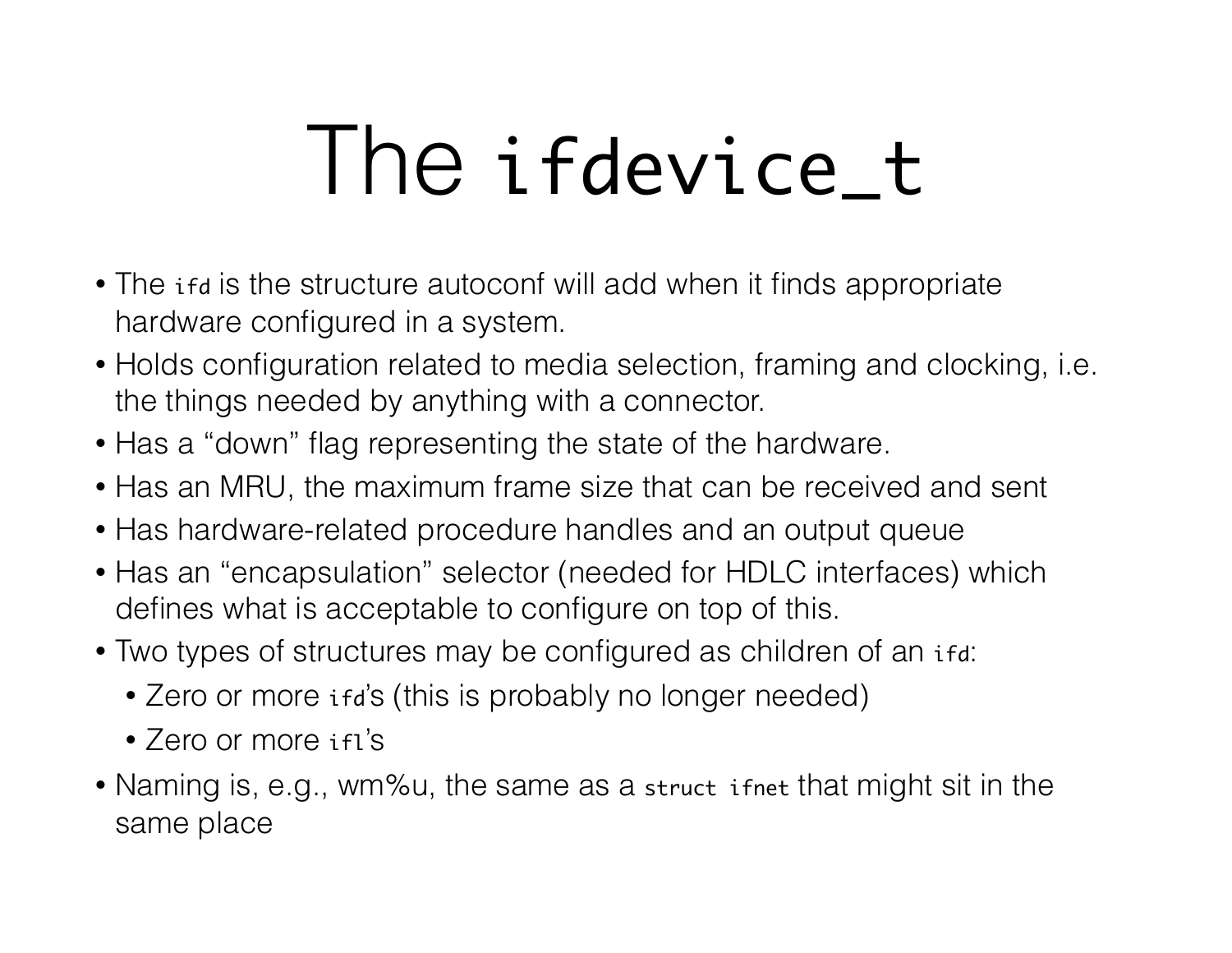# The `ifdevice_t`

- The `ifd` is the structure autoconf will add when it finds appropriate hardware configured in a system.
- Holds configuration related to media selection, framing and clocking, i.e. the things needed by anything with a connector.
- Has a "down" flag representing the state of the hardware.
- Has an MRU, the maximum frame size that can be received and sent
- Has hardware-related procedure handles and an output queue
- Has an "encapsulation" selector (needed for HDLC interfaces) which defines what is acceptable to configure on top of this.
- Two types of structures may be configured as children of an `ifd`:
  - Zero or more `ifd`'s (this is probably no longer needed)
  - Zero or more `ifl`'s
- Naming is, e.g., wm%u, the same as a `struct ifnet` that might sit in the same place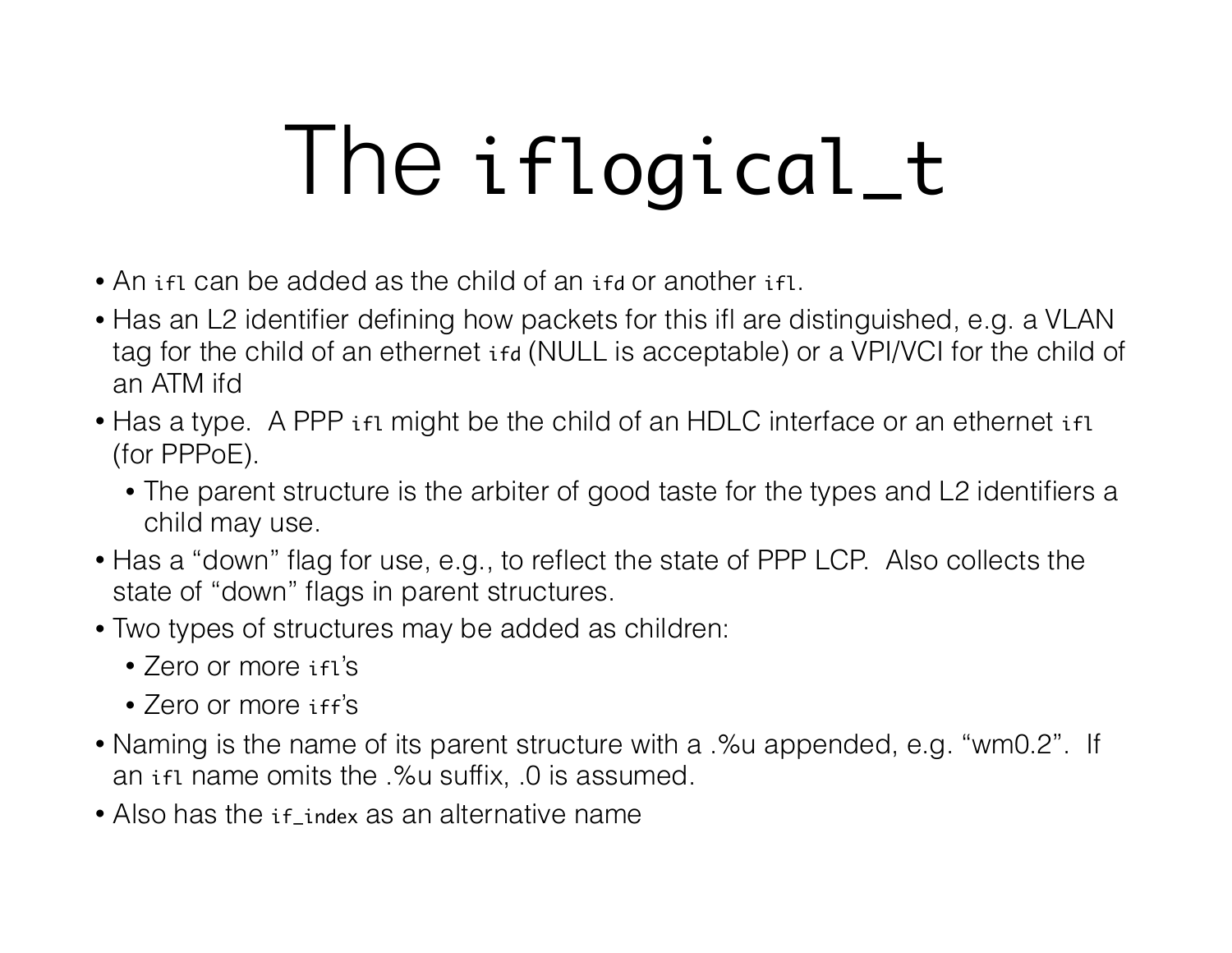# The `iflogical_t`

- An `ifl` can be added as the child of an `ifd` or another `ifl`.
- Has an L2 identifier defining how packets for this ifl are distinguished, e.g. a VLAN tag for the child of an ethernet `ifd` (NULL is acceptable) or a VPI/VCI for the child of an ATM ifd
- Has a type. A PPP `ifl` might be the child of an HDLC interface or an ethernet `ifl` (for PPPoE).
  - The parent structure is the arbiter of good taste for the types and L2 identifiers a child may use.
- Has a "down" flag for use, e.g., to reflect the state of PPP LCP. Also collects the state of "down" flags in parent structures.
- Two types of structures may be added as children:
  - Zero or more `ifl`'s
  - Zero or more `iff`'s
- Naming is the name of its parent structure with a .%u appended, e.g. "wm0.2". If an `ifl` name omits the .%u suffix, .0 is assumed.
- Also has the `if_index` as an alternative name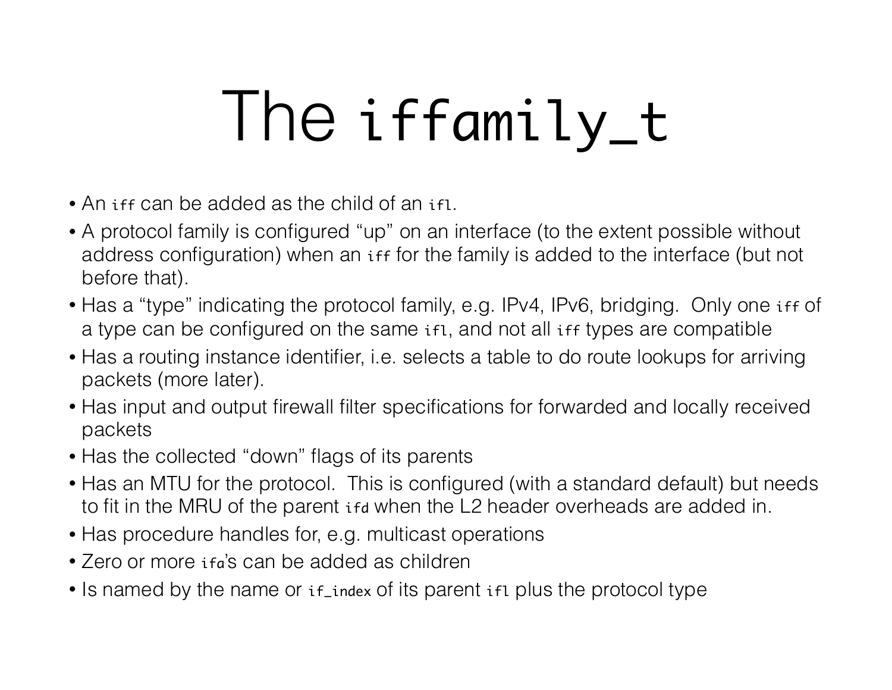# The `iffamily_t`

- An `iff` can be added as the child of an `ifl`.
- A protocol family is configured "up" on an interface (to the extent possible without address configuration) when an `iff` for the family is added to the interface (but not before that).
- Has a "type" indicating the protocol family, e.g. IPv4, IPv6, bridging. Only one `iff` of a type can be configured on the same `ifl`, and not all `iff` types are compatible
- Has a routing instance identifier, i.e. selects a table to do route lookups for arriving packets (more later).
- Has input and output firewall filter specifications for forwarded and locally received packets
- Has the collected "down" flags of its parents
- Has an MTU for the protocol. This is configured (with a standard default) but needs to fit in the MRU of the parent `ifd` when the L2 header overheads are added in.
- Has procedure handles for, e.g. multicast operations
- Zero or more `ifa`'s can be added as children
- Is named by the name or `if_index` of its parent `ifl` plus the protocol type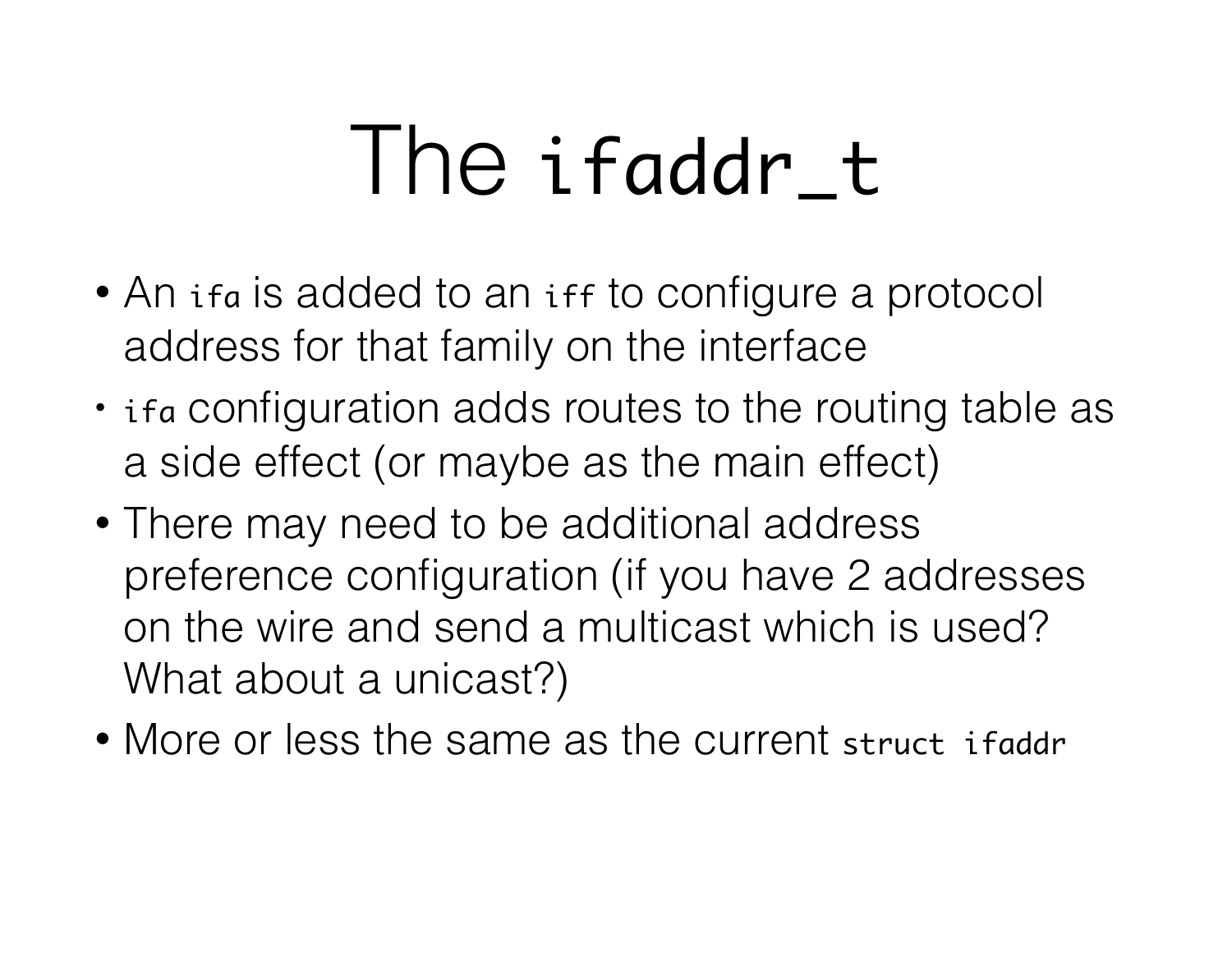# The `ifaddr_t`

- An `ifa` is added to an `iff` to configure a protocol address for that family on the interface
- `ifa` configuration adds routes to the routing table as a side effect (or maybe as the main effect)
- There may need to be additional address preference configuration (if you have 2 addresses on the wire and send a multicast which is used? What about a unicast?)
- More or less the same as the current `struct ifaddr`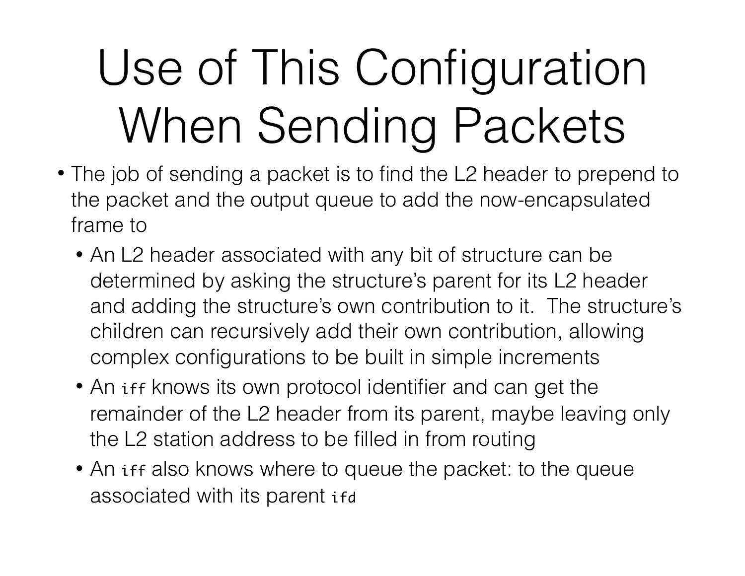# Use of This Configuration When Sending Packets

- The job of sending a packet is to find the L2 header to prepend to the packet and the output queue to add the now-encapsulated frame to
  - An L2 header associated with any bit of structure can be determined by asking the structure's parent for its L2 header and adding the structure's own contribution to it. The structure's children can recursively add their own contribution, allowing complex configurations to be built in simple increments
  - An `iff` knows its own protocol identifier and can get the remainder of the L2 header from its parent, maybe leaving only the L2 station address to be filled in from routing
  - An `iff` also knows where to queue the packet: to the queue associated with its parent `ifd`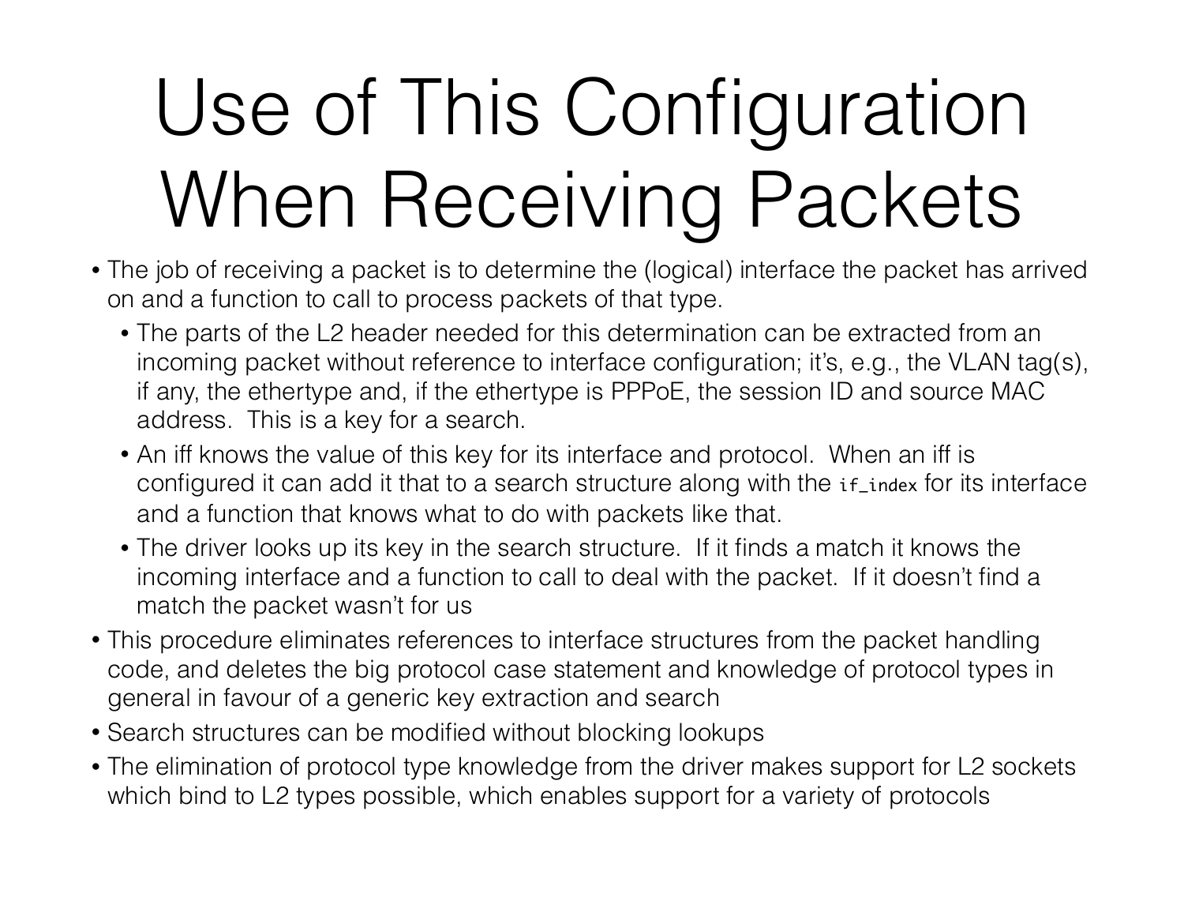# Use of This Configuration When Receiving Packets

- The job of receiving a packet is to determine the (logical) interface the packet has arrived on and a function to call to process packets of that type.
  - The parts of the L2 header needed for this determination can be extracted from an incoming packet without reference to interface configuration; it's, e.g., the VLAN tag(s), if any, the ethertype and, if the ethertype is PPPoE, the session ID and source MAC address. This is a key for a search.
  - An iff knows the value of this key for its interface and protocol. When an iff is configured it can add it that to a search structure along with the `if_index` for its interface and a function that knows what to do with packets like that.
  - The driver looks up its key in the search structure. If it finds a match it knows the incoming interface and a function to call to deal with the packet. If it doesn't find a match the packet wasn't for us
- This procedure eliminates references to interface structures from the packet handling code, and deletes the big protocol case statement and knowledge of protocol types in general in favour of a generic key extraction and search
- Search structures can be modified without blocking lookups
- The elimination of protocol type knowledge from the driver makes support for L2 sockets which bind to L2 types possible, which enables support for a variety of protocols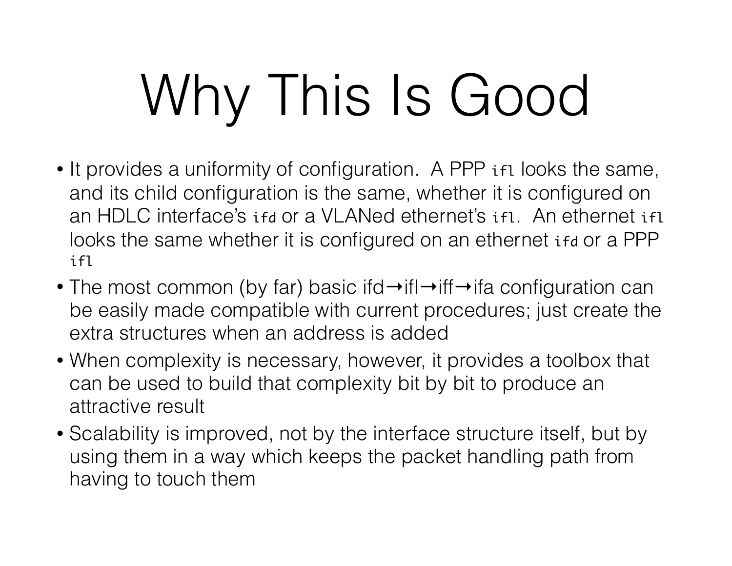# Why This Is Good

- It provides a uniformity of configuration. A PPP `ifl` looks the same, and its child configuration is the same, whether it is configured on an HDLC interface's `ifd` or a VLANed ethernet's `ifl`. An ethernet `ifl` looks the same whether it is configured on an ethernet `ifd` or a PPP `ifl`
- The most common (by far) basic ifd→ifl→iff→ifa configuration can be easily made compatible with current procedures; just create the extra structures when an address is added
- When complexity is necessary, however, it provides a toolbox that can be used to build that complexity bit by bit to produce an attractive result
- Scalability is improved, not by the interface structure itself, but by using them in a way which keeps the packet handling path from having to touch them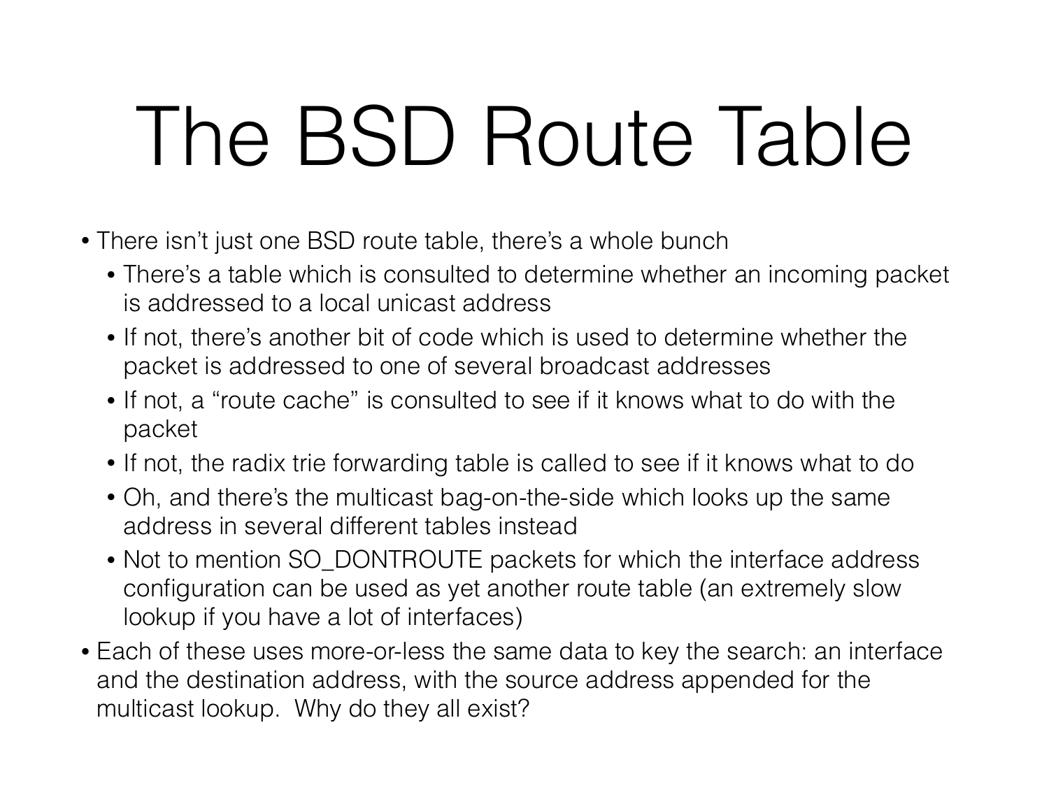# The BSD Route Table

- There isn't just one BSD route table, there's a whole bunch
  - There's a table which is consulted to determine whether an incoming packet is addressed to a local unicast address
  - If not, there's another bit of code which is used to determine whether the packet is addressed to one of several broadcast addresses
  - If not, a "route cache" is consulted to see if it knows what to do with the packet
  - If not, the radix trie forwarding table is called to see if it knows what to do
  - Oh, and there's the multicast bag-on-the-side which looks up the same address in several different tables instead
  - Not to mention SO_DONTROUTE packets for which the interface address configuration can be used as yet another route table (an extremely slow lookup if you have a lot of interfaces)
- Each of these uses more-or-less the same data to key the search: an interface and the destination address, with the source address appended for the multicast lookup. Why do they all exist?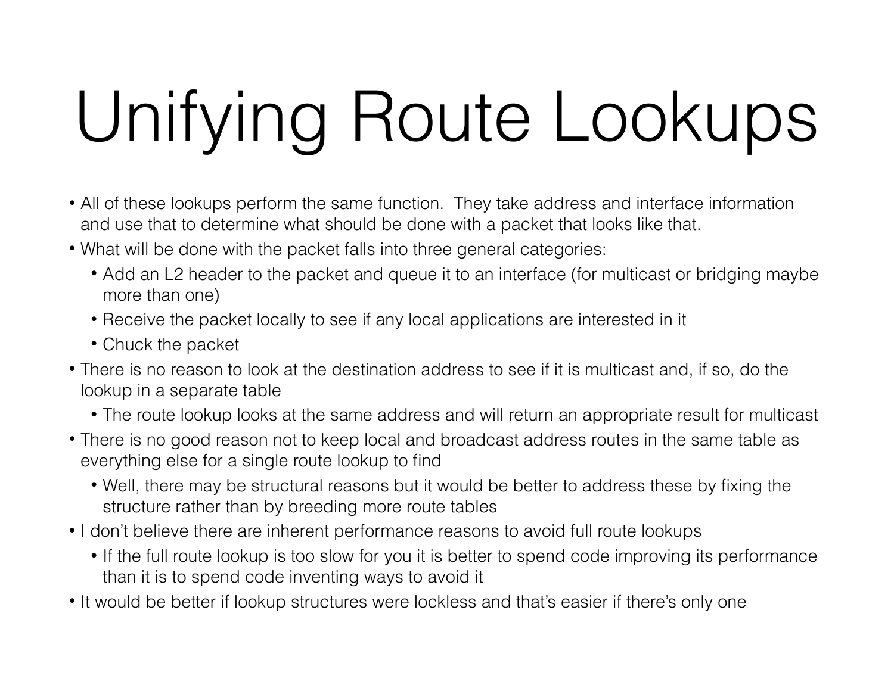# Unifying Route Lookups

- All of these lookups perform the same function. They take address and interface information and use that to determine what should be done with a packet that looks like that.
- What will be done with the packet falls into three general categories:
  - Add an L2 header to the packet and queue it to an interface (for multicast or bridging maybe more than one)
  - Receive the packet locally to see if any local applications are interested in it
  - Chuck the packet
- There is no reason to look at the destination address to see if it is multicast and, if so, do the lookup in a separate table
  - The route lookup looks at the same address and will return an appropriate result for multicast
- There is no good reason not to keep local and broadcast address routes in the same table as everything else for a single route lookup to find
  - Well, there may be structural reasons but it would be better to address these by fixing the structure rather than by breeding more route tables
- I don't believe there are inherent performance reasons to avoid full route lookups
  - If the full route lookup is too slow for you it is better to spend code improving its performance than it is to spend code inventing ways to avoid it
- It would be better if lookup structures were lockless and that's easier if there's only one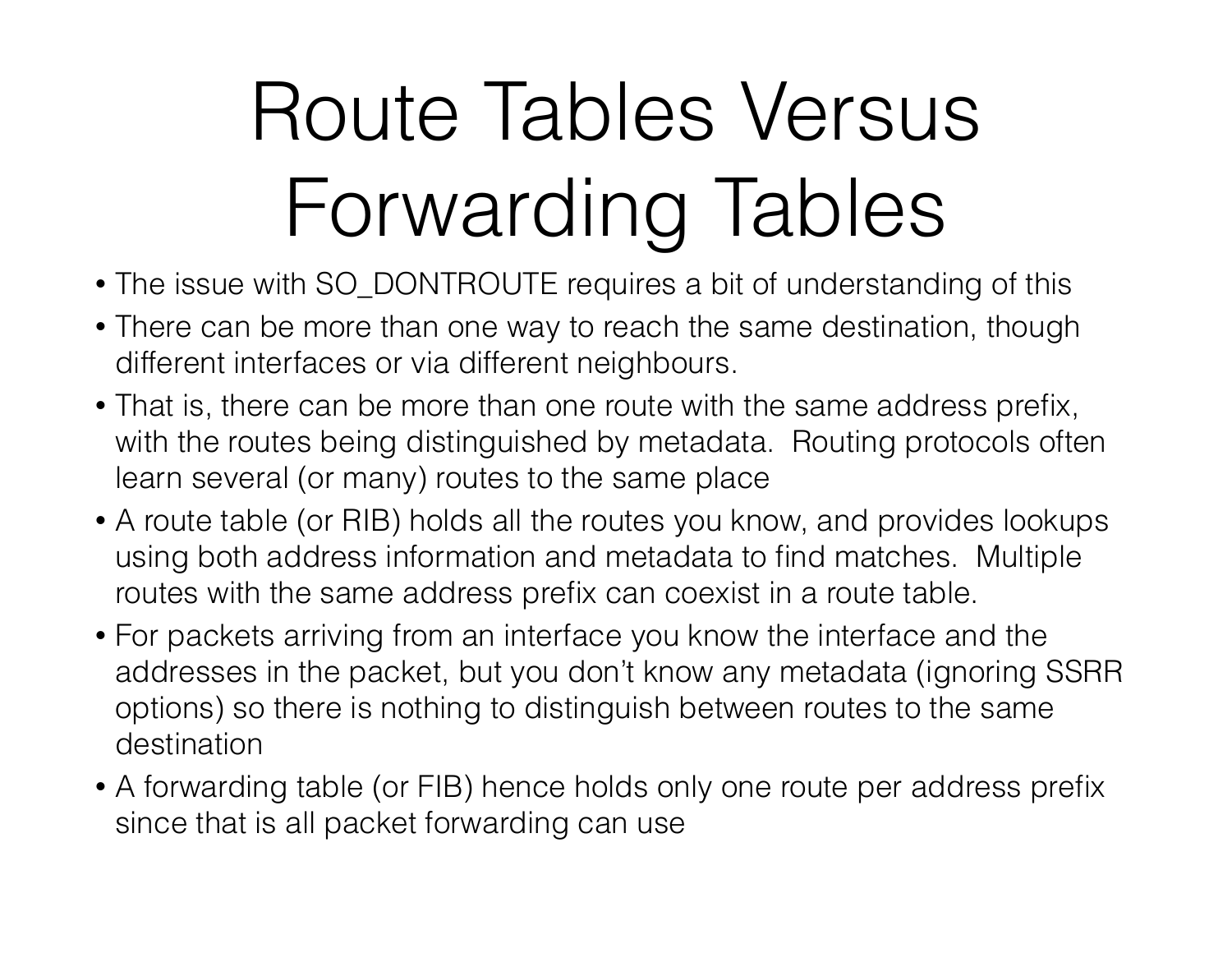# Route Tables Versus Forwarding Tables

- The issue with SO_DONTROUTE requires a bit of understanding of this
- There can be more than one way to reach the same destination, though different interfaces or via different neighbours.
- That is, there can be more than one route with the same address prefix, with the routes being distinguished by metadata. Routing protocols often learn several (or many) routes to the same place
- A route table (or RIB) holds all the routes you know, and provides lookups using both address information and metadata to find matches. Multiple routes with the same address prefix can coexist in a route table.
- For packets arriving from an interface you know the interface and the addresses in the packet, but you don't know any metadata (ignoring SSRR options) so there is nothing to distinguish between routes to the same destination
- A forwarding table (or FIB) hence holds only one route per address prefix since that is all packet forwarding can use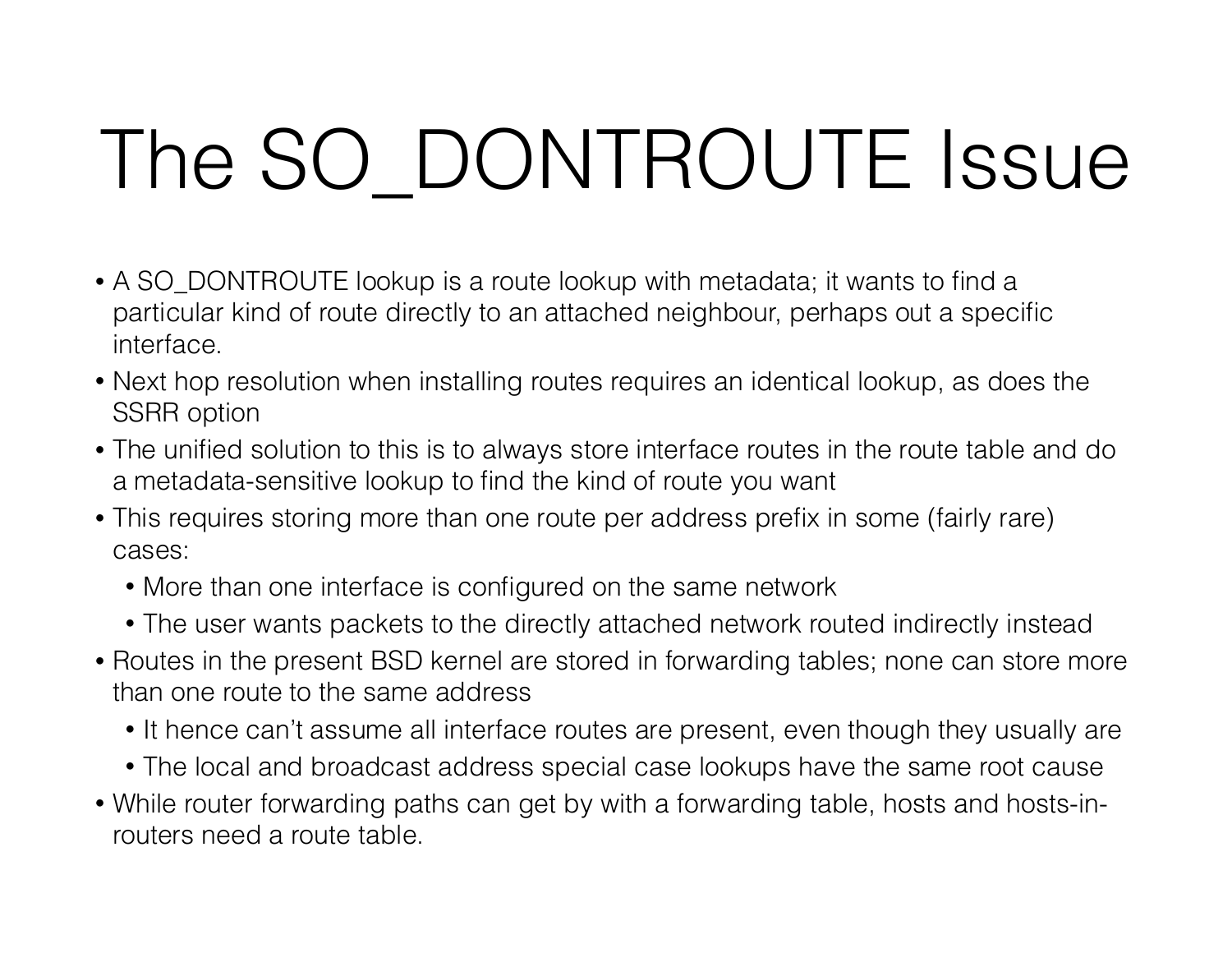# The SO_DONTROUTE Issue

- A SO_DONTROUTE lookup is a route lookup with metadata; it wants to find a particular kind of route directly to an attached neighbour, perhaps out a specific interface.
- Next hop resolution when installing routes requires an identical lookup, as does the SSRR option
- The unified solution to this is to always store interface routes in the route table and do a metadata-sensitive lookup to find the kind of route you want
- This requires storing more than one route per address prefix in some (fairly rare) cases:
  - More than one interface is configured on the same network
  - The user wants packets to the directly attached network routed indirectly instead
- Routes in the present BSD kernel are stored in forwarding tables; none can store more than one route to the same address
  - It hence can't assume all interface routes are present, even though they usually are
  - The local and broadcast address special case lookups have the same root cause
- While router forwarding paths can get by with a forwarding table, hosts and hosts-in-routers need a route table.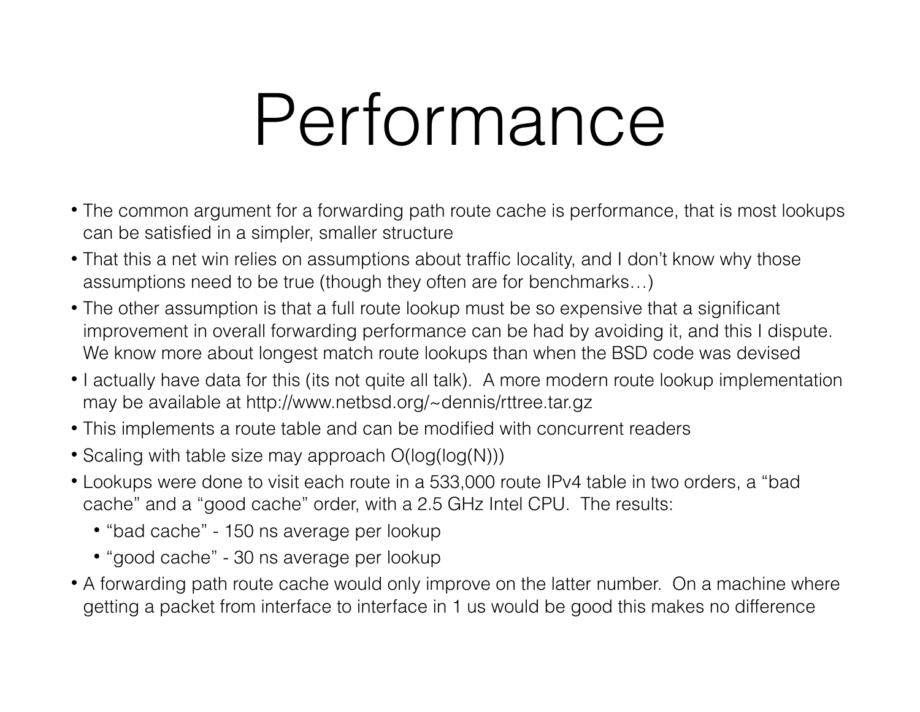# Performance

- The common argument for a forwarding path route cache is performance, that is most lookups can be satisfied in a simpler, smaller structure
- That this a net win relies on assumptions about traffic locality, and I don't know why those assumptions need to be true (though they often are for benchmarks…)
- The other assumption is that a full route lookup must be so expensive that a significant improvement in overall forwarding performance can be had by avoiding it, and this I dispute. We know more about longest match route lookups than when the BSD code was devised
- I actually have data for this (its not quite all talk). A more modern route lookup implementation may be available at http://www.netbsd.org/~dennis/rttree.tar.gz
- This implements a route table and can be modified with concurrent readers
- Scaling with table size may approach $O(\log(\log(N)))$
- Lookups were done to visit each route in a 533,000 route IPv4 table in two orders, a "bad cache" and a "good cache" order, with a 2.5 GHz Intel CPU. The results:
  - "bad cache" - 150 ns average per lookup
  - "good cache" - 30 ns average per lookup
- A forwarding path route cache would only improve on the latter number. On a machine where getting a packet from interface to interface in 1 us would be good this makes no difference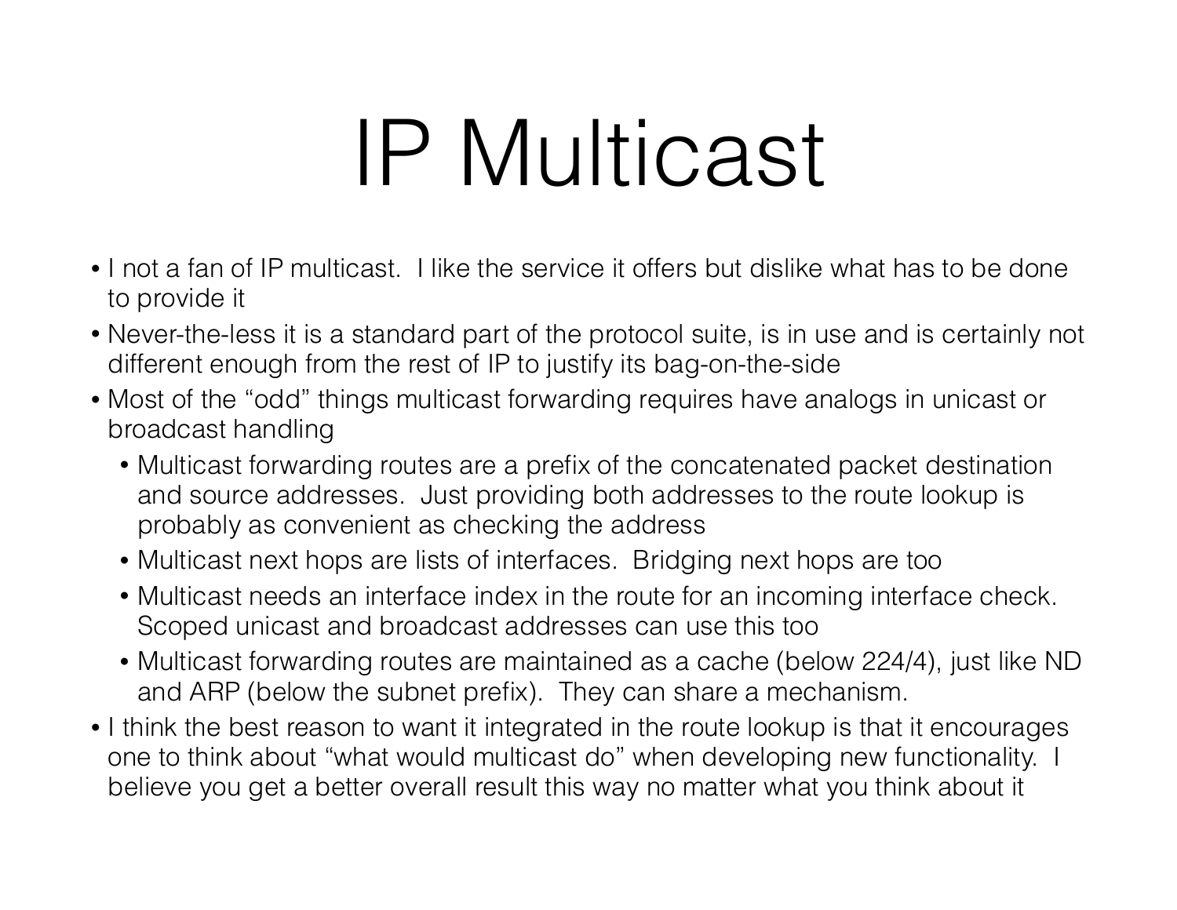# IP Multicast

- I not a fan of IP multicast. I like the service it offers but dislike what has to be done to provide it
- Never-the-less it is a standard part of the protocol suite, is in use and is certainly not different enough from the rest of IP to justify its bag-on-the-side
- Most of the “odd” things multicast forwarding requires have analogs in unicast or broadcast handling
  - Multicast forwarding routes are a prefix of the concatenated packet destination and source addresses. Just providing both addresses to the route lookup is probably as convenient as checking the address
  - Multicast next hops are lists of interfaces. Bridging next hops are too
  - Multicast needs an interface index in the route for an incoming interface check. Scoped unicast and broadcast addresses can use this too
  - Multicast forwarding routes are maintained as a cache (below 224/4), just like ND and ARP (below the subnet prefix). They can share a mechanism.
- I think the best reason to want it integrated in the route lookup is that it encourages one to think about “what would multicast do” when developing new functionality. I believe you get a better overall result this way no matter what you think about it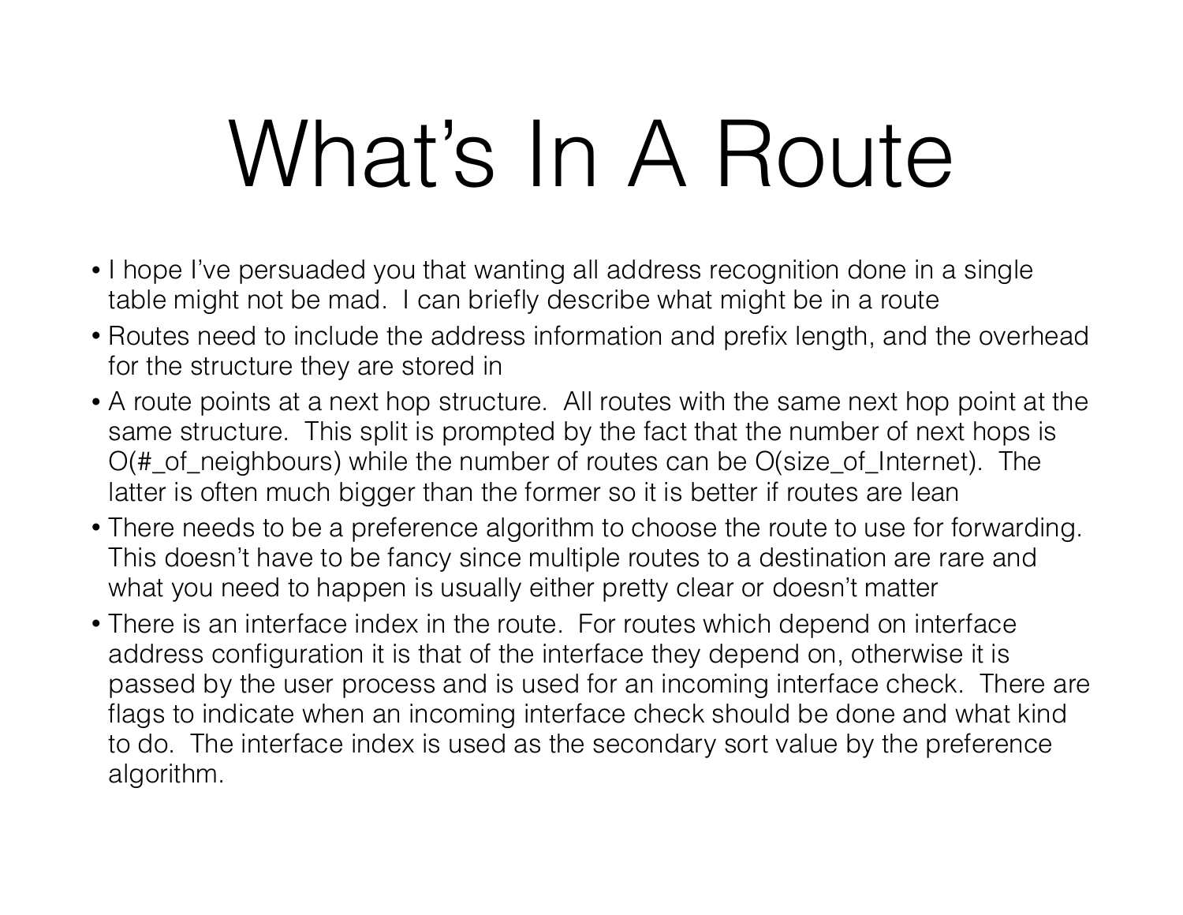# What's In A Route

- I hope I've persuaded you that wanting all address recognition done in a single table might not be mad. I can briefly describe what might be in a route
- Routes need to include the address information and prefix length, and the overhead for the structure they are stored in
- A route points at a next hop structure. All routes with the same next hop point at the same structure. This split is prompted by the fact that the number of next hops is O(#_of_neighbours) while the number of routes can be O(size_of_Internet). The latter is often much bigger than the former so it is better if routes are lean
- There needs to be a preference algorithm to choose the route to use for forwarding. This doesn't have to be fancy since multiple routes to a destination are rare and what you need to happen is usually either pretty clear or doesn't matter
- There is an interface index in the route. For routes which depend on interface address configuration it is that of the interface they depend on, otherwise it is passed by the user process and is used for an incoming interface check. There are flags to indicate when an incoming interface check should be done and what kind to do. The interface index is used as the secondary sort value by the preference algorithm.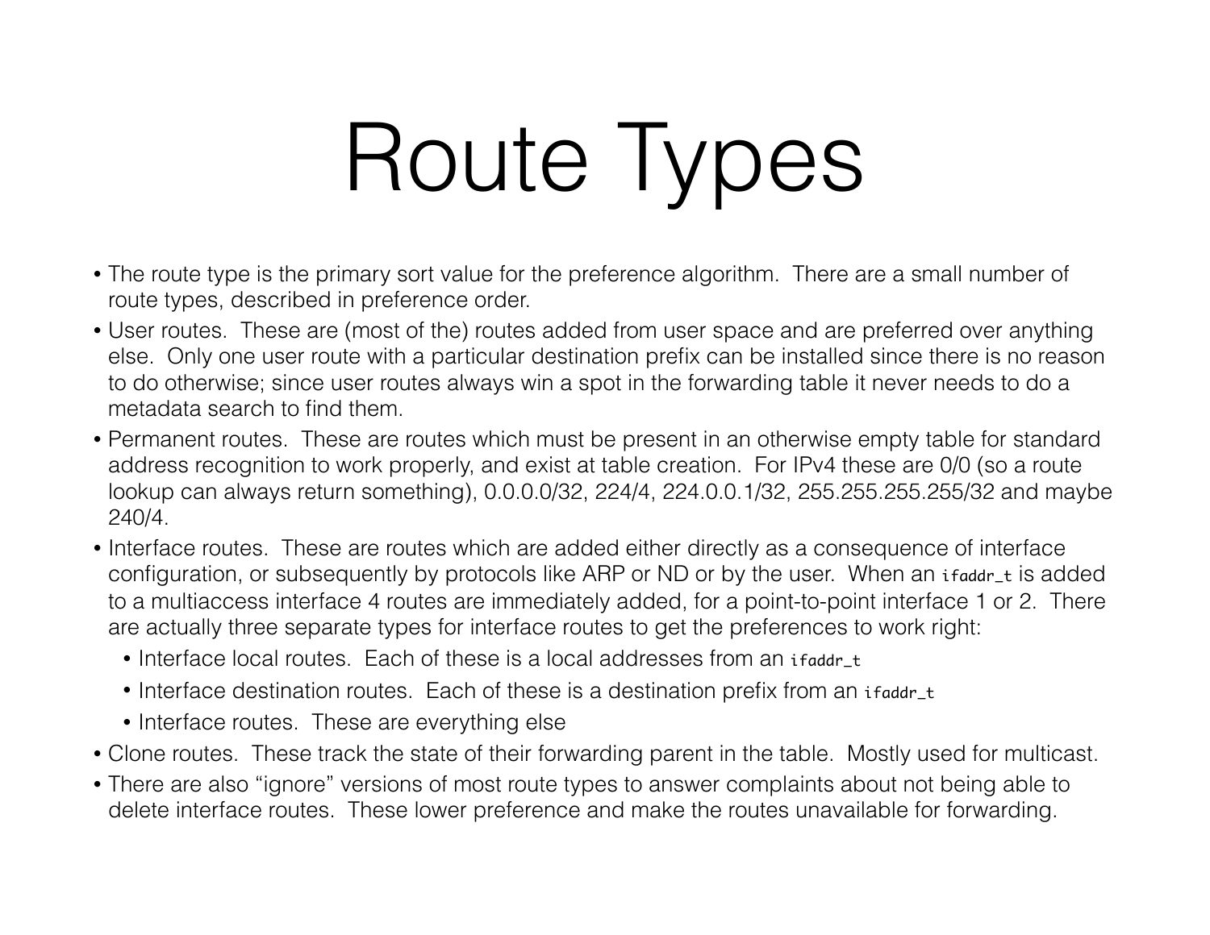# Route Types

- The route type is the primary sort value for the preference algorithm. There are a small number of route types, described in preference order.
- User routes. These are (most of the) routes added from user space and are preferred over anything else. Only one user route with a particular destination prefix can be installed since there is no reason to do otherwise; since user routes always win a spot in the forwarding table it never needs to do a metadata search to find them.
- Permanent routes. These are routes which must be present in an otherwise empty table for standard address recognition to work properly, and exist at table creation. For IPv4 these are 0/0 (so a route lookup can always return something), 0.0.0.0/32, 224/4, 224.0.0.1/32, 255.255.255.255/32 and maybe 240/4.
- Interface routes. These are routes which are added either directly as a consequence of interface configuration, or subsequently by protocols like ARP or ND or by the user. When an `ifaddr_t` is added to a multiaccess interface 4 routes are immediately added, for a point-to-point interface 1 or 2. There are actually three separate types for interface routes to get the preferences to work right:
  - Interface local routes. Each of these is a local addresses from an `ifaddr_t`
  - Interface destination routes. Each of these is a destination prefix from an `ifaddr_t`
  - Interface routes. These are everything else
- Clone routes. These track the state of their forwarding parent in the table. Mostly used for multicast.
- There are also "ignore" versions of most route types to answer complaints about not being able to delete interface routes. These lower preference and make the routes unavailable for forwarding.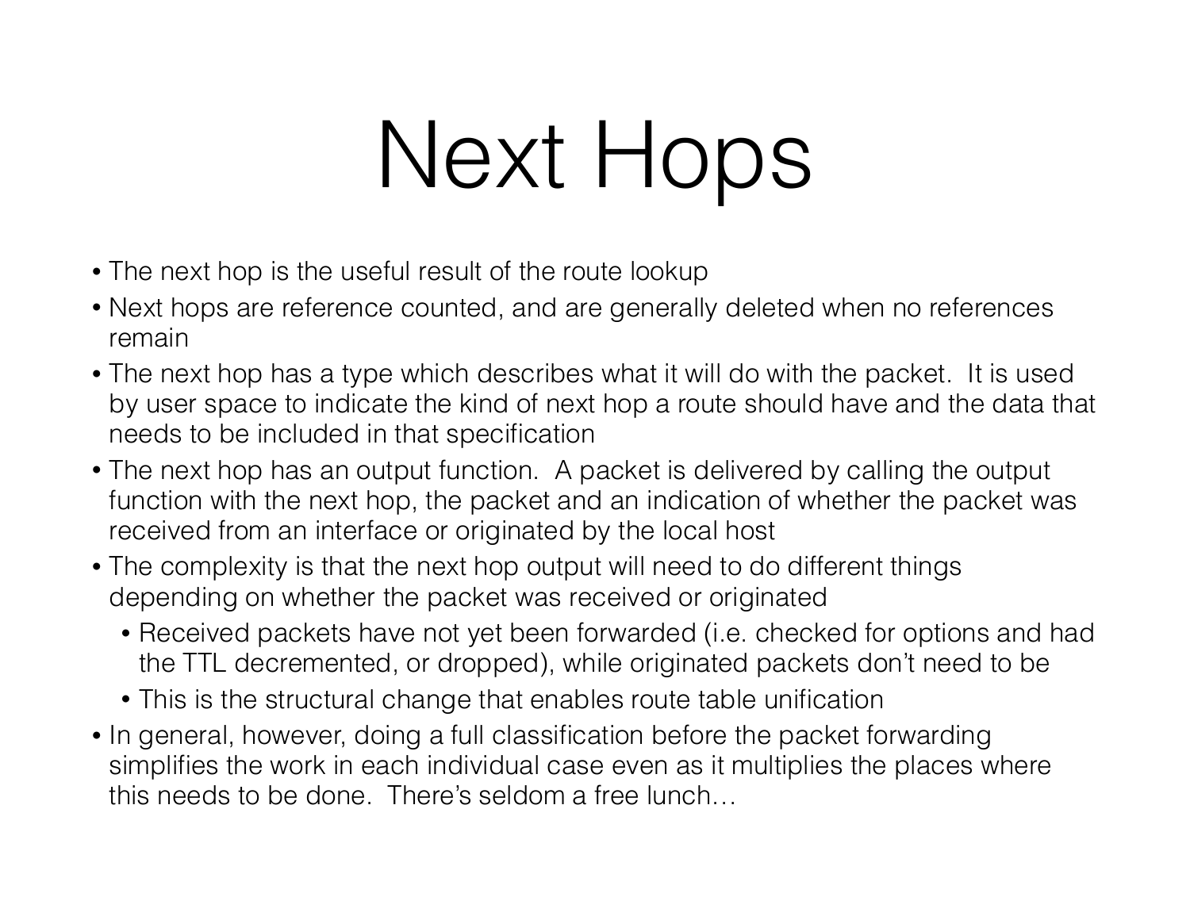# Next Hops

- The next hop is the useful result of the route lookup
- Next hops are reference counted, and are generally deleted when no references remain
- The next hop has a type which describes what it will do with the packet. It is used by user space to indicate the kind of next hop a route should have and the data that needs to be included in that specification
- The next hop has an output function. A packet is delivered by calling the output function with the next hop, the packet and an indication of whether the packet was received from an interface or originated by the local host
- The complexity is that the next hop output will need to do different things depending on whether the packet was received or originated
  - Received packets have not yet been forwarded (i.e. checked for options and had the TTL decremented, or dropped), while originated packets don't need to be
  - This is the structural change that enables route table unification
- In general, however, doing a full classification before the packet forwarding simplifies the work in each individual case even as it multiplies the places where this needs to be done. There's seldom a free lunch…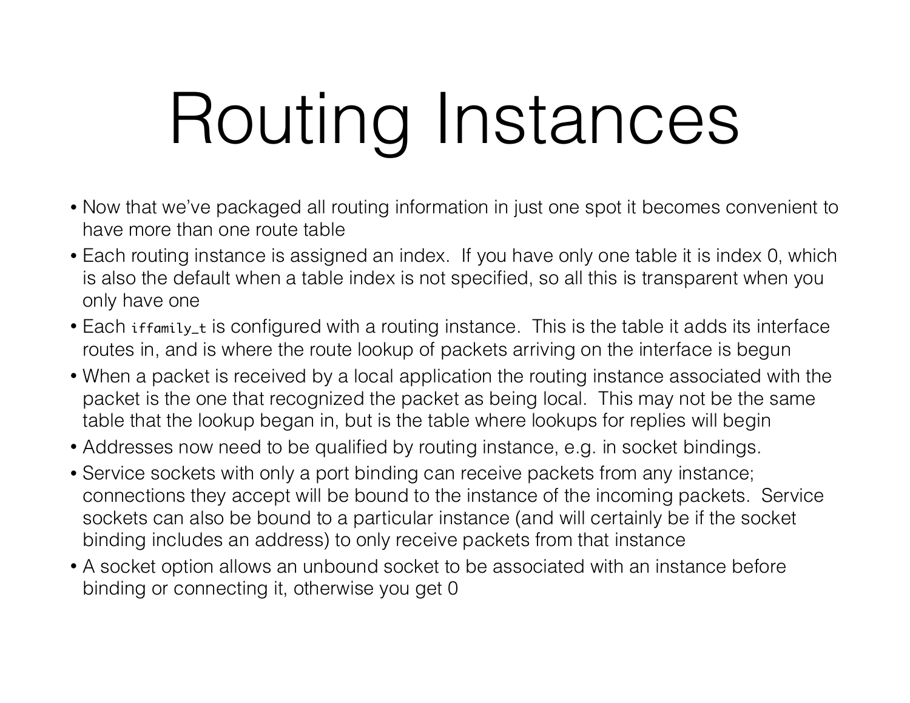# Routing Instances

- Now that we've packaged all routing information in just one spot it becomes convenient to have more than one route table
- Each routing instance is assigned an index. If you have only one table it is index 0, which is also the default when a table index is not specified, so all this is transparent when you only have one
- Each `iffamily_t` is configured with a routing instance. This is the table it adds its interface routes in, and is where the route lookup of packets arriving on the interface is begun
- When a packet is received by a local application the routing instance associated with the packet is the one that recognized the packet as being local. This may not be the same table that the lookup began in, but is the table where lookups for replies will begin
- Addresses now need to be qualified by routing instance, e.g. in socket bindings.
- Service sockets with only a port binding can receive packets from any instance; connections they accept will be bound to the instance of the incoming packets. Service sockets can also be bound to a particular instance (and will certainly be if the socket binding includes an address) to only receive packets from that instance
- A socket option allows an unbound socket to be associated with an instance before binding or connecting it, otherwise you get 0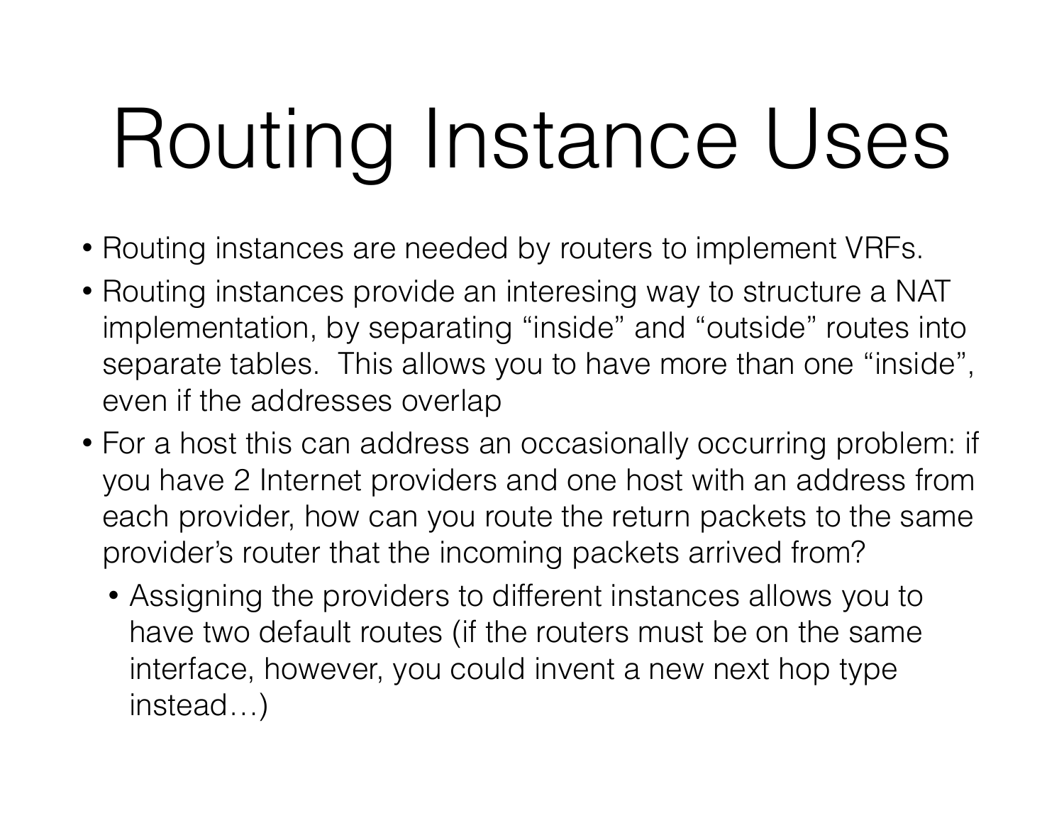# Routing Instance Uses

- Routing instances are needed by routers to implement VRFs.
- Routing instances provide an interesing way to structure a NAT implementation, by separating "inside" and "outside" routes into separate tables. This allows you to have more than one "inside", even if the addresses overlap
- For a host this can address an occasionally occurring problem: if you have 2 Internet providers and one host with an address from each provider, how can you route the return packets to the same provider's router that the incoming packets arrived from?
  - Assigning the providers to different instances allows you to have two default routes (if the routers must be on the same interface, however, you could invent a new next hop type instead…)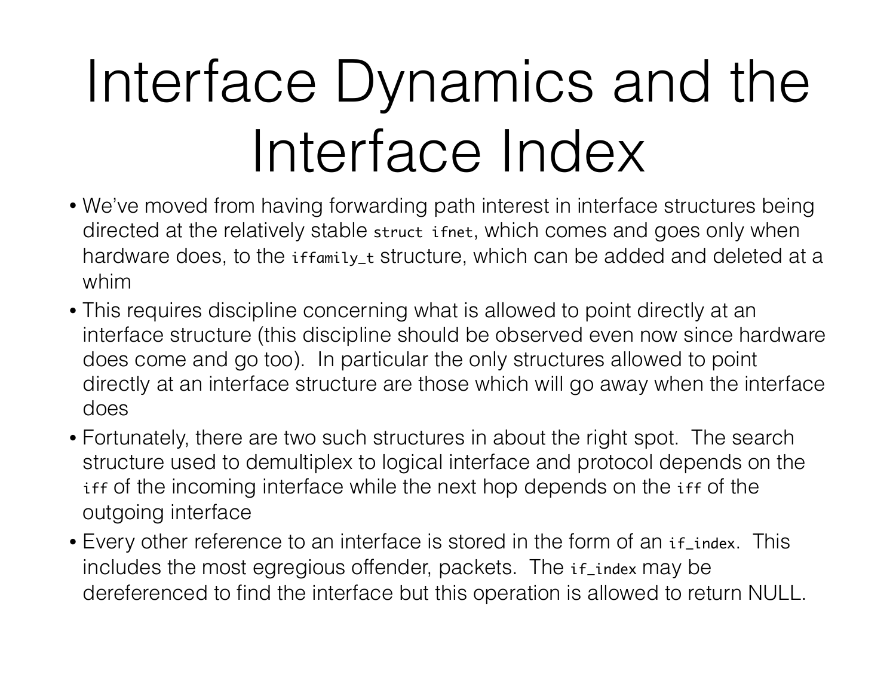# Interface Dynamics and the Interface Index

- We've moved from having forwarding path interest in interface structures being directed at the relatively stable `struct ifnet`, which comes and goes only when hardware does, to the `iffamily_t` structure, which can be added and deleted at a whim
- This requires discipline concerning what is allowed to point directly at an interface structure (this discipline should be observed even now since hardware does come and go too). In particular the only structures allowed to point directly at an interface structure are those which will go away when the interface does
- Fortunately, there are two such structures in about the right spot. The search structure used to demultiplex to logical interface and protocol depends on the `iff` of the incoming interface while the next hop depends on the `iff` of the outgoing interface
- Every other reference to an interface is stored in the form of an `if_index`. This includes the most egregious offender, packets. The `if_index` may be dereferenced to find the interface but this operation is allowed to return NULL.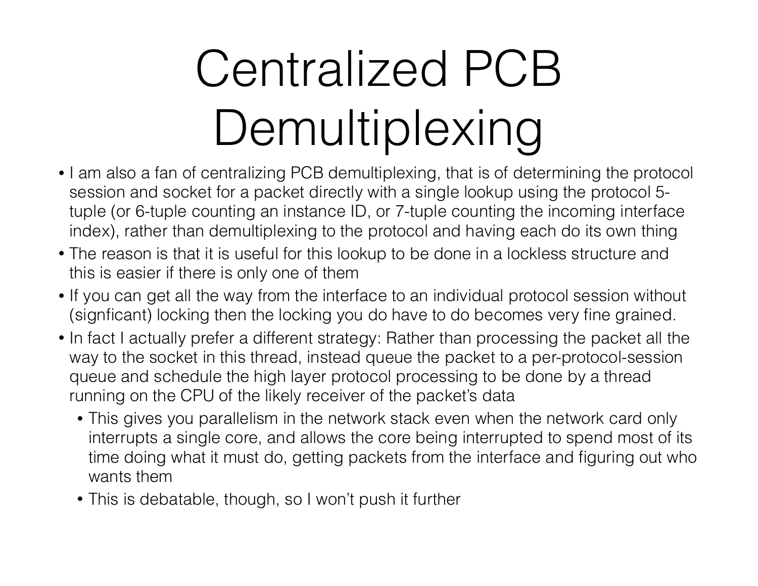# Centralized PCB Demultiplexing

- I am also a fan of centralizing PCB demultiplexing, that is of determining the protocol session and socket for a packet directly with a single lookup using the protocol 5-tuple (or 6-tuple counting an instance ID, or 7-tuple counting the incoming interface index), rather than demultiplexing to the protocol and having each do its own thing
- The reason is that it is useful for this lookup to be done in a lockless structure and this is easier if there is only one of them
- If you can get all the way from the interface to an individual protocol session without (signficant) locking then the locking you do have to do becomes very fine grained.
- In fact I actually prefer a different strategy: Rather than processing the packet all the way to the socket in this thread, instead queue the packet to a per-protocol-session queue and schedule the high layer protocol processing to be done by a thread running on the CPU of the likely receiver of the packet's data
  - This gives you parallelism in the network stack even when the network card only interrupts a single core, and allows the core being interrupted to spend most of its time doing what it must do, getting packets from the interface and figuring out who wants them
  - This is debatable, though, so I won't push it further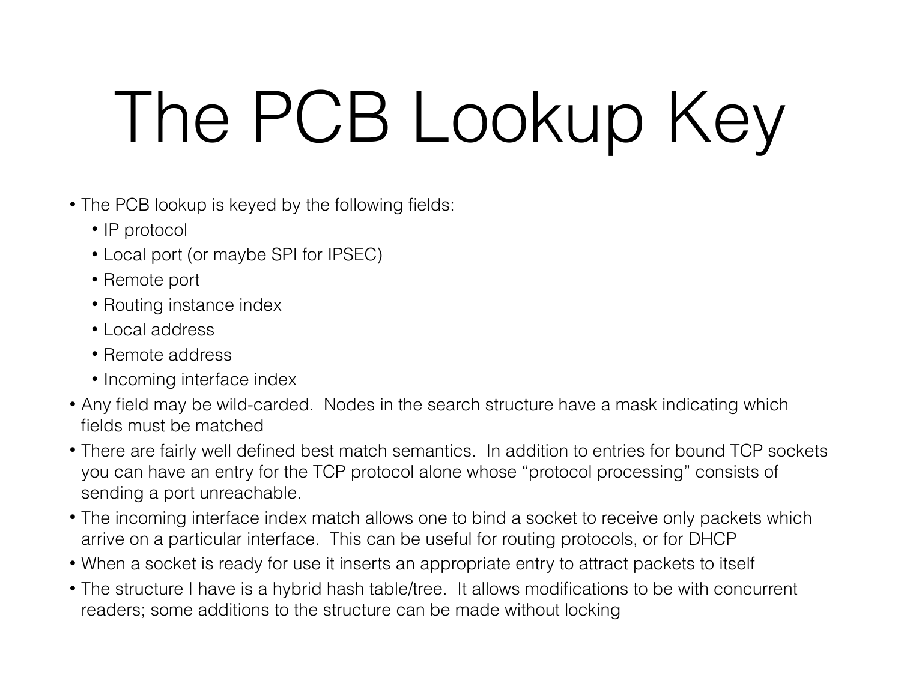# The PCB Lookup Key

- The PCB lookup is keyed by the following fields:
  - IP protocol
  - Local port (or maybe SPI for IPSEC)
  - Remote port
  - Routing instance index
  - Local address
  - Remote address
  - Incoming interface index
- Any field may be wild-carded. Nodes in the search structure have a mask indicating which fields must be matched
- There are fairly well defined best match semantics. In addition to entries for bound TCP sockets you can have an entry for the TCP protocol alone whose "protocol processing" consists of sending a port unreachable.
- The incoming interface index match allows one to bind a socket to receive only packets which arrive on a particular interface. This can be useful for routing protocols, or for DHCP
- When a socket is ready for use it inserts an appropriate entry to attract packets to itself
- The structure I have is a hybrid hash table/tree. It allows modifications to be with concurrent readers; some additions to the structure can be made without locking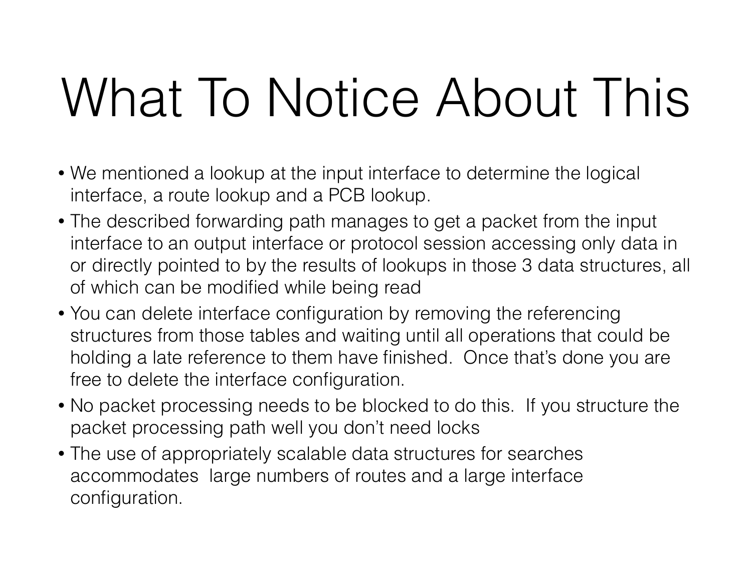# What To Notice About This

- We mentioned a lookup at the input interface to determine the logical interface, a route lookup and a PCB lookup.
- The described forwarding path manages to get a packet from the input interface to an output interface or protocol session accessing only data in or directly pointed to by the results of lookups in those 3 data structures, all of which can be modified while being read
- You can delete interface configuration by removing the referencing structures from those tables and waiting until all operations that could be holding a late reference to them have finished. Once that's done you are free to delete the interface configuration.
- No packet processing needs to be blocked to do this. If you structure the packet processing path well you don't need locks
- The use of appropriately scalable data structures for searches accommodates large numbers of routes and a large interface configuration.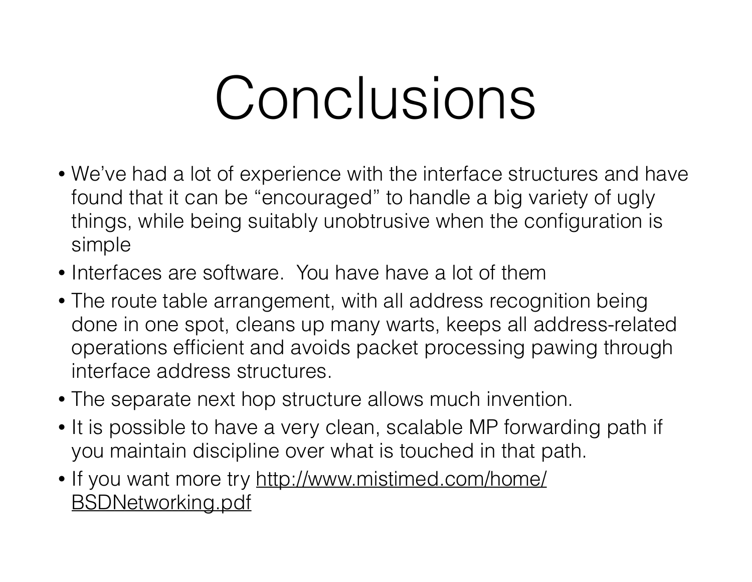# Conclusions

- We've had a lot of experience with the interface structures and have found that it can be "encouraged" to handle a big variety of ugly things, while being suitably unobtrusive when the configuration is simple
- Interfaces are software. You have have a lot of them
- The route table arrangement, with all address recognition being done in one spot, cleans up many warts, keeps all address-related operations efficient and avoids packet processing pawing through interface address structures.
- The separate next hop structure allows much invention.
- It is possible to have a very clean, scalable MP forwarding path if you maintain discipline over what is touched in that path.
- If you want more try http://www.mistimed.com/home/BSDNetworking.pdf